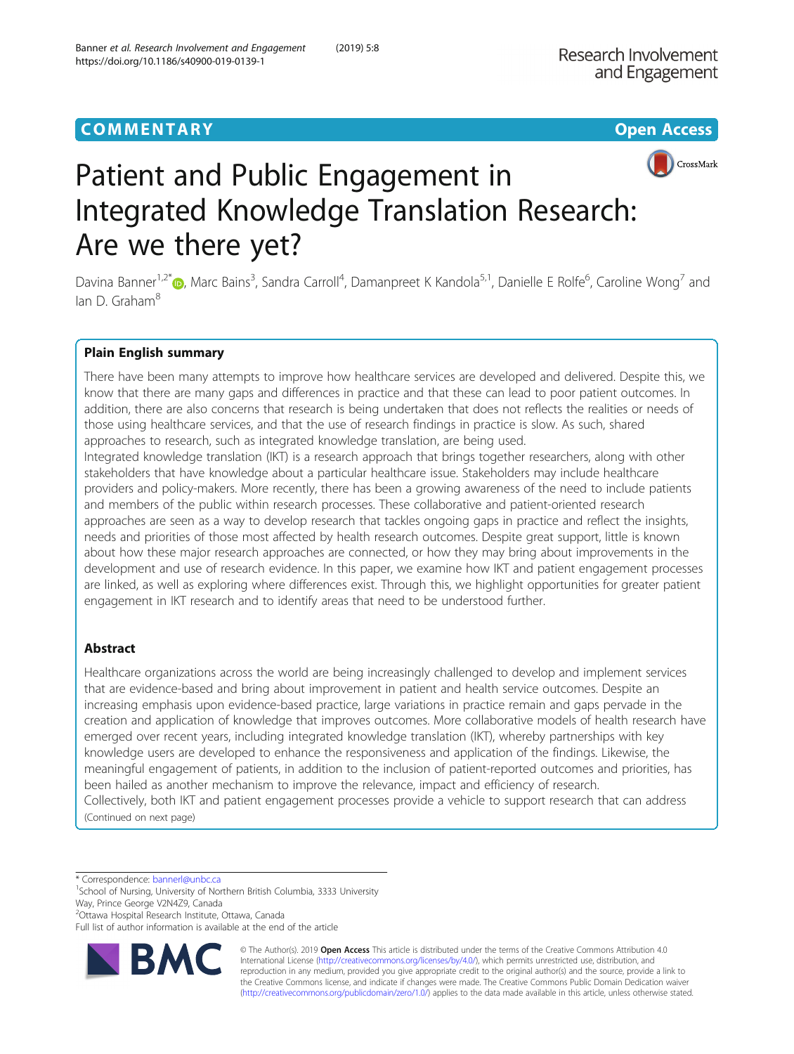COMMENTARY Open Access

# Patient and Public Engagement in Integrated Knowledge Translation Research: Are we there yet?

Davina Banner[1,2*], Marc Bains[3], Sandra Carroll[4], Damanpreet K Kandola[5,1], Danielle E Rolfe[6], Caroline Wong[7] and Ian D. Graham[8]

## Plain English summary

There have been many attempts to improve how healthcare services are developed and delivered. Despite this, we know that there are many gaps and differences in practice and that these can lead to poor patient outcomes. In addition, there are also concerns that research is being undertaken that does not reflects the realities or needs of those using healthcare services, and that the use of research findings in practice is slow. As such, shared approaches to research, such as integrated knowledge translation, are being used.

Integrated knowledge translation (IKT) is a research approach that brings together researchers, along with other stakeholders that have knowledge about a particular healthcare issue. Stakeholders may include healthcare providers and policy-makers. More recently, there has been a growing awareness of the need to include patients and members of the public within research processes. These collaborative and patient-oriented research approaches are seen as a way to develop research that tackles ongoing gaps in practice and reflect the insights, needs and priorities of those most affected by health research outcomes. Despite great support, little is known about how these major research approaches are connected, or how they may bring about improvements in the development and use of research evidence. In this paper, we examine how IKT and patient engagement processes are linked, as well as exploring where differences exist. Through this, we highlight opportunities for greater patient engagement in IKT research and to identify areas that need to be understood further.

## Abstract

Healthcare organizations across the world are being increasingly challenged to develop and implement services that are evidence-based and bring about improvement in patient and health service outcomes. Despite an increasing emphasis upon evidence-based practice, large variations in practice remain and gaps pervade in the creation and application of knowledge that improves outcomes. More collaborative models of health research have emerged over recent years, including integrated knowledge translation (IKT), whereby partnerships with key knowledge users are developed to enhance the responsiveness and application of the findings. Likewise, the meaningful engagement of patients, in addition to the inclusion of patient-reported outcomes and priorities, has been hailed as another mechanism to improve the relevance, impact and efficiency of research.

Collectively, both IKT and patient engagement processes provide a vehicle to support research that can address

(Continued on next page)

\* Correspondence: bannerl@unbc.ca

[1]School of Nursing, University of Northern British Columbia, 3333 University Way, Prince George V2N4Z9, Canada

[2]Ottawa Hospital Research Institute, Ottawa, Canada

Full list of author information is available at the end of the article

© The Author(s). 2019 **Open Access** This article is distributed under the terms of the Creative Commons Attribution 4.0 International License (http://creativecommons.org/licenses/by/4.0/), which permits unrestricted use, distribution, and reproduction in any medium, provided you give appropriate credit to the original author(s) and the source, provide a link to the Creative Commons license, and indicate if changes were made. The Creative Commons Public Domain Dedication waiver (http://creativecommons.org/publicdomain/zero/1.0/) applies to the data made available in this article, unless otherwise stated.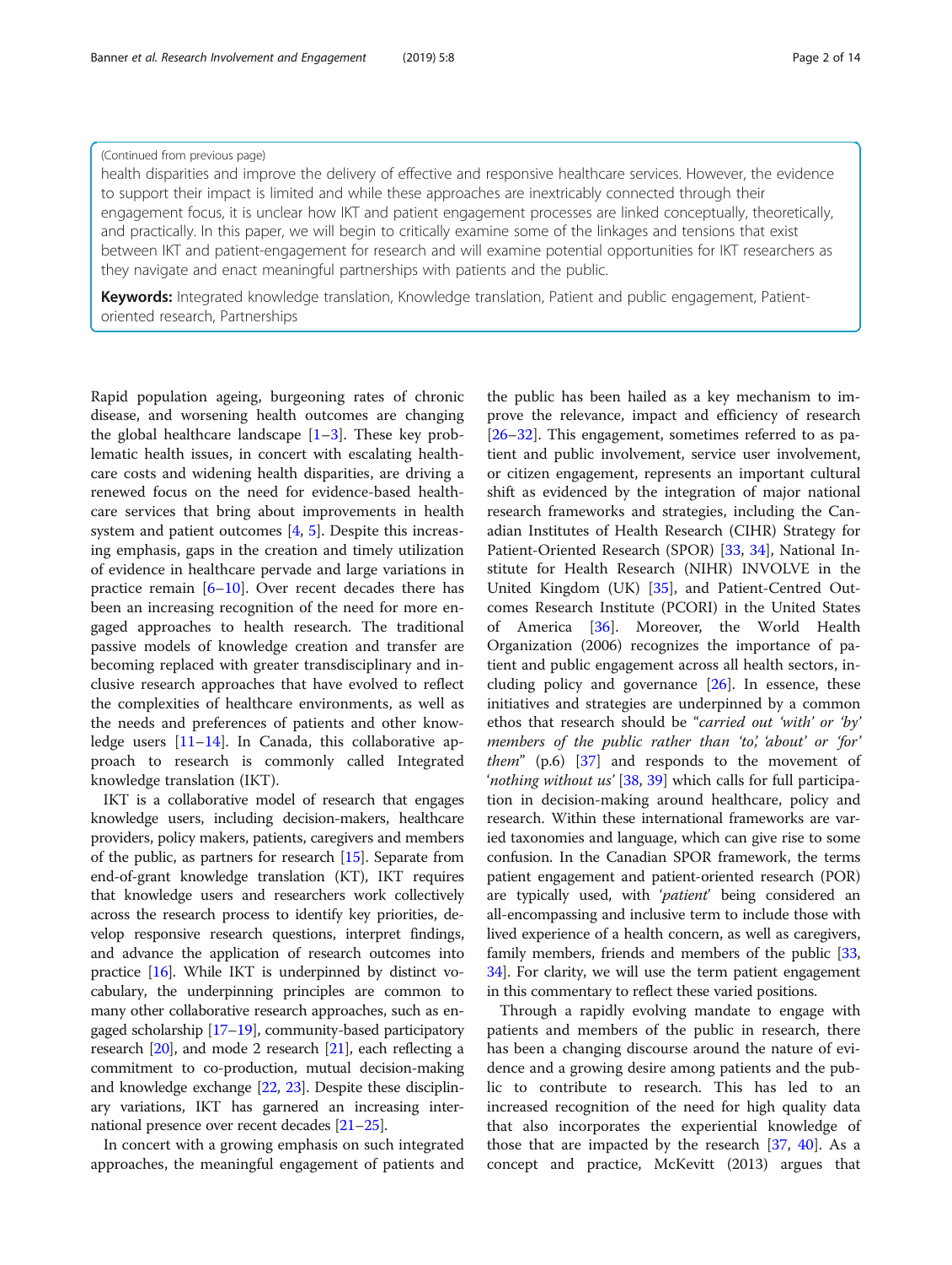(Continued from previous page)

health disparities and improve the delivery of effective and responsive healthcare services. However, the evidence to support their impact is limited and while these approaches are inextricably connected through their engagement focus, it is unclear how IKT and patient engagement processes are linked conceptually, theoretically, and practically. In this paper, we will begin to critically examine some of the linkages and tensions that exist between IKT and patient-engagement for research and will examine potential opportunities for IKT researchers as they navigate and enact meaningful partnerships with patients and the public.

**Keywords:** Integrated knowledge translation, Knowledge translation, Patient and public engagement, Patient-oriented research, Partnerships

Rapid population ageing, burgeoning rates of chronic disease, and worsening health outcomes are changing the global healthcare landscape [1–3]. These key problematic health issues, in concert with escalating healthcare costs and widening health disparities, are driving a renewed focus on the need for evidence-based healthcare services that bring about improvements in health system and patient outcomes [4, 5]. Despite this increasing emphasis, gaps in the creation and timely utilization of evidence in healthcare pervade and large variations in practice remain [6–10]. Over recent decades there has been an increasing recognition of the need for more engaged approaches to health research. The traditional passive models of knowledge creation and transfer are becoming replaced with greater transdisciplinary and inclusive research approaches that have evolved to reflect the complexities of healthcare environments, as well as the needs and preferences of patients and other knowledge users [11–14]. In Canada, this collaborative approach to research is commonly called Integrated knowledge translation (IKT).

IKT is a collaborative model of research that engages knowledge users, including decision-makers, healthcare providers, policy makers, patients, caregivers and members of the public, as partners for research [15]. Separate from end-of-grant knowledge translation (KT), IKT requires that knowledge users and researchers work collectively across the research process to identify key priorities, develop responsive research questions, interpret findings, and advance the application of research outcomes into practice [16]. While IKT is underpinned by distinct vocabulary, the underpinning principles are common to many other collaborative research approaches, such as engaged scholarship [17–19], community-based participatory research [20], and mode 2 research [21], each reflecting a commitment to co-production, mutual decision-making and knowledge exchange [22, 23]. Despite these disciplinary variations, IKT has garnered an increasing international presence over recent decades [21–25].

In concert with a growing emphasis on such integrated approaches, the meaningful engagement of patients and the public has been hailed as a key mechanism to improve the relevance, impact and efficiency of research [26–32]. This engagement, sometimes referred to as patient and public involvement, service user involvement, or citizen engagement, represents an important cultural shift as evidenced by the integration of major national research frameworks and strategies, including the Canadian Institutes of Health Research (CIHR) Strategy for Patient-Oriented Research (SPOR) [33, 34], National Institute for Health Research (NIHR) INVOLVE in the United Kingdom (UK) [35], and Patient-Centred Outcomes Research Institute (PCORI) in the United States of America [36]. Moreover, the World Health Organization (2006) recognizes the importance of patient and public engagement across all health sectors, including policy and governance [26]. In essence, these initiatives and strategies are underpinned by a common ethos that research should be "*carried out 'with' or 'by' members of the public rather than 'to,' 'about' or 'for' them*" (p.6) [37] and responds to the movement of '*nothing without us*' [38, 39] which calls for full participation in decision-making around healthcare, policy and research. Within these international frameworks are varied taxonomies and language, which can give rise to some confusion. In the Canadian SPOR framework, the terms patient engagement and patient-oriented research (POR) are typically used, with '*patient*' being considered an all-encompassing and inclusive term to include those with lived experience of a health concern, as well as caregivers, family members, friends and members of the public [33, 34]. For clarity, we will use the term patient engagement in this commentary to reflect these varied positions.

Through a rapidly evolving mandate to engage with patients and members of the public in research, there has been a changing discourse around the nature of evidence and a growing desire among patients and the public to contribute to research. This has led to an increased recognition of the need for high quality data that also incorporates the experiential knowledge of those that are impacted by the research [37, 40]. As a concept and practice, McKevitt (2013) argues that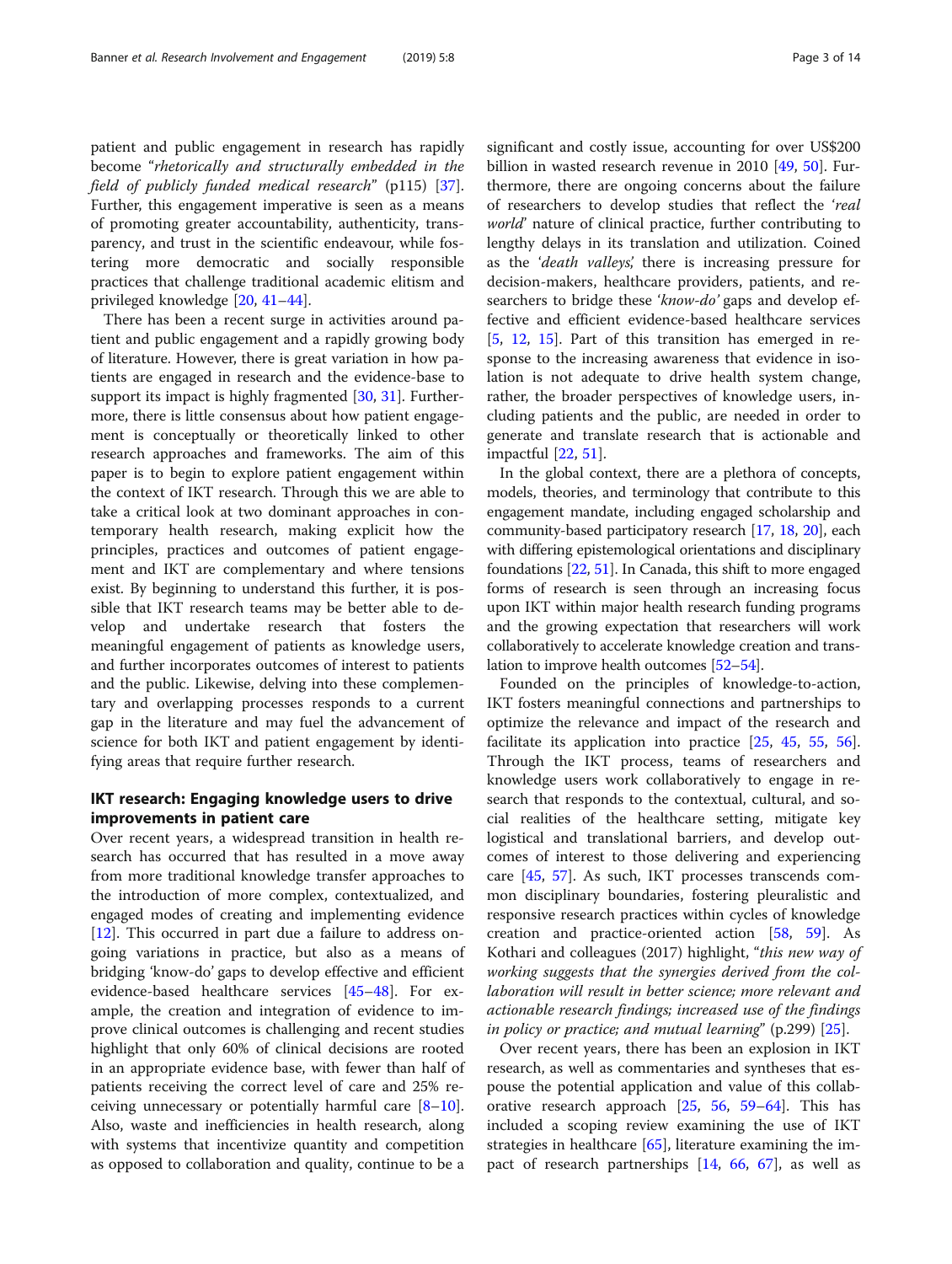patient and public engagement in research has rapidly become "*rhetorically and structurally embedded in the field of publicly funded medical research*" (p115) [37]. Further, this engagement imperative is seen as a means of promoting greater accountability, authenticity, transparency, and trust in the scientific endeavour, while fostering more democratic and socially responsible practices that challenge traditional academic elitism and privileged knowledge [20, 41–44].

There has been a recent surge in activities around patient and public engagement and a rapidly growing body of literature. However, there is great variation in how patients are engaged in research and the evidence-base to support its impact is highly fragmented [30, 31]. Furthermore, there is little consensus about how patient engagement is conceptually or theoretically linked to other research approaches and frameworks. The aim of this paper is to begin to explore patient engagement within the context of IKT research. Through this we are able to take a critical look at two dominant approaches in contemporary health research, making explicit how the principles, practices and outcomes of patient engagement and IKT are complementary and where tensions exist. By beginning to understand this further, it is possible that IKT research teams may be better able to develop and undertake research that fosters the meaningful engagement of patients as knowledge users, and further incorporates outcomes of interest to patients and the public. Likewise, delving into these complementary and overlapping processes responds to a current gap in the literature and may fuel the advancement of science for both IKT and patient engagement by identifying areas that require further research.

## IKT research: Engaging knowledge users to drive improvements in patient care

Over recent years, a widespread transition in health research has occurred that has resulted in a move away from more traditional knowledge transfer approaches to the introduction of more complex, contextualized, and engaged modes of creating and implementing evidence [12]. This occurred in part due a failure to address ongoing variations in practice, but also as a means of bridging 'know-do' gaps to develop effective and efficient evidence-based healthcare services [45–48]. For example, the creation and integration of evidence to improve clinical outcomes is challenging and recent studies highlight that only 60% of clinical decisions are rooted in an appropriate evidence base, with fewer than half of patients receiving the correct level of care and 25% receiving unnecessary or potentially harmful care [8–10]. Also, waste and inefficiencies in health research, along with systems that incentivize quantity and competition as opposed to collaboration and quality, continue to be a significant and costly issue, accounting for over US$200 billion in wasted research revenue in 2010 [49, 50]. Furthermore, there are ongoing concerns about the failure of researchers to develop studies that reflect the '*real world*' nature of clinical practice, further contributing to lengthy delays in its translation and utilization. Coined as the '*death valleys*', there is increasing pressure for decision-makers, healthcare providers, patients, and researchers to bridge these '*know-do*' gaps and develop effective and efficient evidence-based healthcare services [5, 12, 15]. Part of this transition has emerged in response to the increasing awareness that evidence in isolation is not adequate to drive health system change, rather, the broader perspectives of knowledge users, including patients and the public, are needed in order to generate and translate research that is actionable and impactful [22, 51].

In the global context, there are a plethora of concepts, models, theories, and terminology that contribute to this engagement mandate, including engaged scholarship and community-based participatory research [17, 18, 20], each with differing epistemological orientations and disciplinary foundations [22, 51]. In Canada, this shift to more engaged forms of research is seen through an increasing focus upon IKT within major health research funding programs and the growing expectation that researchers will work collaboratively to accelerate knowledge creation and translation to improve health outcomes [52–54].

Founded on the principles of knowledge-to-action, IKT fosters meaningful connections and partnerships to optimize the relevance and impact of the research and facilitate its application into practice [25, 45, 55, 56]. Through the IKT process, teams of researchers and knowledge users work collaboratively to engage in research that responds to the contextual, cultural, and social realities of the healthcare setting, mitigate key logistical and translational barriers, and develop outcomes of interest to those delivering and experiencing care [45, 57]. As such, IKT processes transcends common disciplinary boundaries, fostering pleuralistic and responsive research practices within cycles of knowledge creation and practice-oriented action [58, 59]. As Kothari and colleagues (2017) highlight, "*this new way of working suggests that the synergies derived from the collaboration will result in better science; more relevant and actionable research findings; increased use of the findings in policy or practice; and mutual learning*" (p.299) [25].

Over recent years, there has been an explosion in IKT research, as well as commentaries and syntheses that espouse the potential application and value of this collaborative research approach [25, 56, 59–64]. This has included a scoping review examining the use of IKT strategies in healthcare [65], literature examining the impact of research partnerships [14, 66, 67], as well as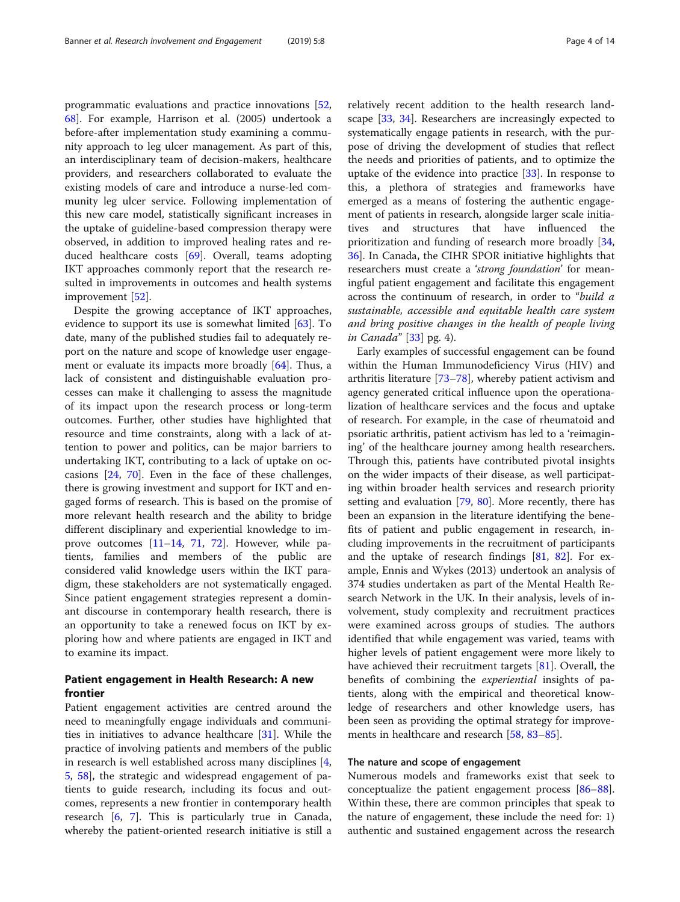programmatic evaluations and practice innovations [52, 68]. For example, Harrison et al. (2005) undertook a before-after implementation study examining a community approach to leg ulcer management. As part of this, an interdisciplinary team of decision-makers, healthcare providers, and researchers collaborated to evaluate the existing models of care and introduce a nurse-led community leg ulcer service. Following implementation of this new care model, statistically significant increases in the uptake of guideline-based compression therapy were observed, in addition to improved healing rates and reduced healthcare costs [69]. Overall, teams adopting IKT approaches commonly report that the research resulted in improvements in outcomes and health systems improvement [52].

Despite the growing acceptance of IKT approaches, evidence to support its use is somewhat limited [63]. To date, many of the published studies fail to adequately report on the nature and scope of knowledge user engagement or evaluate its impacts more broadly [64]. Thus, a lack of consistent and distinguishable evaluation processes can make it challenging to assess the magnitude of its impact upon the research process or long-term outcomes. Further, other studies have highlighted that resource and time constraints, along with a lack of attention to power and politics, can be major barriers to undertaking IKT, contributing to a lack of uptake on occasions [24, 70]. Even in the face of these challenges, there is growing investment and support for IKT and engaged forms of research. This is based on the promise of more relevant health research and the ability to bridge different disciplinary and experiential knowledge to improve outcomes [11–14, 71, 72]. However, while patients, families and members of the public are considered valid knowledge users within the IKT paradigm, these stakeholders are not systematically engaged. Since patient engagement strategies represent a dominant discourse in contemporary health research, there is an opportunity to take a renewed focus on IKT by exploring how and where patients are engaged in IKT and to examine its impact.

## Patient engagement in Health Research: A new frontier

Patient engagement activities are centred around the need to meaningfully engage individuals and communities in initiatives to advance healthcare [31]. While the practice of involving patients and members of the public in research is well established across many disciplines [4, 5, 58], the strategic and widespread engagement of patients to guide research, including its focus and outcomes, represents a new frontier in contemporary health research [6, 7]. This is particularly true in Canada, whereby the patient-oriented research initiative is still a relatively recent addition to the health research landscape [33, 34]. Researchers are increasingly expected to systematically engage patients in research, with the purpose of driving the development of studies that reflect the needs and priorities of patients, and to optimize the uptake of the evidence into practice [33]. In response to this, a plethora of strategies and frameworks have emerged as a means of fostering the authentic engagement of patients in research, alongside larger scale initiatives and structures that have influenced the prioritization and funding of research more broadly [34, 36]. In Canada, the CIHR SPOR initiative highlights that researchers must create a '*strong foundation*' for meaningful patient engagement and facilitate this engagement across the continuum of research, in order to "*build a sustainable, accessible and equitable health care system and bring positive changes in the health of people living in Canada*" [33] pg. 4).

Early examples of successful engagement can be found within the Human Immunodeficiency Virus (HIV) and arthritis literature [73–78], whereby patient activism and agency generated critical influence upon the operationalization of healthcare services and the focus and uptake of research. For example, in the case of rheumatoid and psoriatic arthritis, patient activism has led to a 'reimagining' of the healthcare journey among health researchers. Through this, patients have contributed pivotal insights on the wider impacts of their disease, as well participating within broader health services and research priority setting and evaluation [79, 80]. More recently, there has been an expansion in the literature identifying the benefits of patient and public engagement in research, including improvements in the recruitment of participants and the uptake of research findings [81, 82]. For example, Ennis and Wykes (2013) undertook an analysis of 374 studies undertaken as part of the Mental Health Research Network in the UK. In their analysis, levels of involvement, study complexity and recruitment practices were examined across groups of studies. The authors identified that while engagement was varied, teams with higher levels of patient engagement were more likely to have achieved their recruitment targets [81]. Overall, the benefits of combining the *experiential* insights of patients, along with the empirical and theoretical knowledge of researchers and other knowledge users, has been seen as providing the optimal strategy for improvements in healthcare and research [58, 83–85].

### The nature and scope of engagement

Numerous models and frameworks exist that seek to conceptualize the patient engagement process [86–88]. Within these, there are common principles that speak to the nature of engagement, these include the need for: 1) authentic and sustained engagement across the research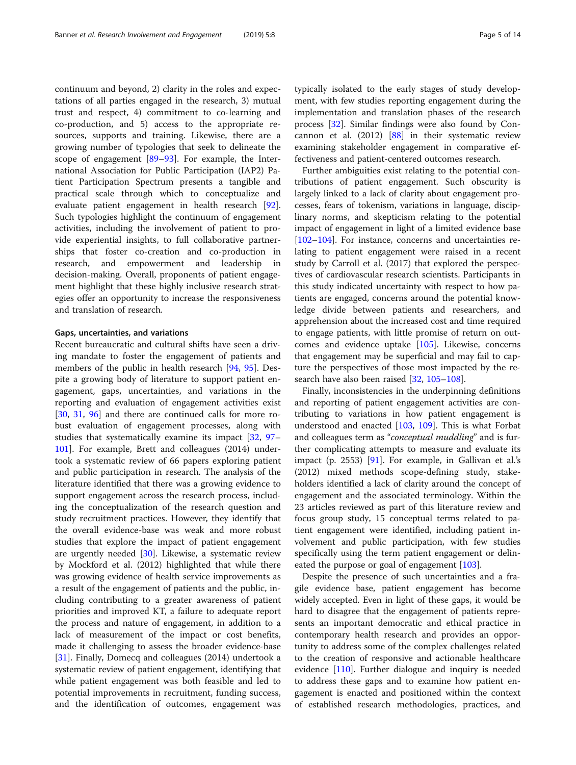continuum and beyond, 2) clarity in the roles and expectations of all parties engaged in the research, 3) mutual trust and respect, 4) commitment to co-learning and co-production, and 5) access to the appropriate resources, supports and training. Likewise, there are a growing number of typologies that seek to delineate the scope of engagement [89–93]. For example, the International Association for Public Participation (IAP2) Patient Participation Spectrum presents a tangible and practical scale through which to conceptualize and evaluate patient engagement in health research [92]. Such typologies highlight the continuum of engagement activities, including the involvement of patient to provide experiential insights, to full collaborative partnerships that foster co-creation and co-production in research, and empowerment and leadership in decision-making. Overall, proponents of patient engagement highlight that these highly inclusive research strategies offer an opportunity to increase the responsiveness and translation of research.

#### Gaps, uncertainties, and variations

Recent bureaucratic and cultural shifts have seen a driving mandate to foster the engagement of patients and members of the public in health research [94, 95]. Despite a growing body of literature to support patient engagement, gaps, uncertainties, and variations in the reporting and evaluation of engagement activities exist [30, 31, 96] and there are continued calls for more robust evaluation of engagement processes, along with studies that systematically examine its impact [32, 97–101]. For example, Brett and colleagues (2014) undertook a systematic review of 66 papers exploring patient and public participation in research. The analysis of the literature identified that there was a growing evidence to support engagement across the research process, including the conceptualization of the research question and study recruitment practices. However, they identify that the overall evidence-base was weak and more robust studies that explore the impact of patient engagement are urgently needed [30]. Likewise, a systematic review by Mockford et al. (2012) highlighted that while there was growing evidence of health service improvements as a result of the engagement of patients and the public, including contributing to a greater awareness of patient priorities and improved KT, a failure to adequate report the process and nature of engagement, in addition to a lack of measurement of the impact or cost benefits, made it challenging to assess the broader evidence-base [31]. Finally, Domecq and colleagues (2014) undertook a systematic review of patient engagement, identifying that while patient engagement was both feasible and led to potential improvements in recruitment, funding success, and the identification of outcomes, engagement was typically isolated to the early stages of study development, with few studies reporting engagement during the implementation and translation phases of the research process [32]. Similar findings were also found by Concannon et al. (2012) [88] in their systematic review examining stakeholder engagement in comparative effectiveness and patient-centered outcomes research.

Further ambiguities exist relating to the potential contributions of patient engagement. Such obscurity is largely linked to a lack of clarity about engagement processes, fears of tokenism, variations in language, disciplinary norms, and skepticism relating to the potential impact of engagement in light of a limited evidence base [102–104]. For instance, concerns and uncertainties relating to patient engagement were raised in a recent study by Carroll et al. (2017) that explored the perspectives of cardiovascular research scientists. Participants in this study indicated uncertainty with respect to how patients are engaged, concerns around the potential knowledge divide between patients and researchers, and apprehension about the increased cost and time required to engage patients, with little promise of return on outcomes and evidence uptake [105]. Likewise, concerns that engagement may be superficial and may fail to capture the perspectives of those most impacted by the research have also been raised [32, 105–108].

Finally, inconsistencies in the underpinning definitions and reporting of patient engagement activities are contributing to variations in how patient engagement is understood and enacted [103, 109]. This is what Forbat and colleagues term as "*conceptual muddling*" and is further complicating attempts to measure and evaluate its impact (p. 2553) [91]. For example, in Gallivan et al.'s (2012) mixed methods scope-defining study, stakeholders identified a lack of clarity around the concept of engagement and the associated terminology. Within the 23 articles reviewed as part of this literature review and focus group study, 15 conceptual terms related to patient engagement were identified, including patient involvement and public participation, with few studies specifically using the term patient engagement or delineated the purpose or goal of engagement [103].

Despite the presence of such uncertainties and a fragile evidence base, patient engagement has become widely accepted. Even in light of these gaps, it would be hard to disagree that the engagement of patients represents an important democratic and ethical practice in contemporary health research and provides an opportunity to address some of the complex challenges related to the creation of responsive and actionable healthcare evidence [110]. Further dialogue and inquiry is needed to address these gaps and to examine how patient engagement is enacted and positioned within the context of established research methodologies, practices, and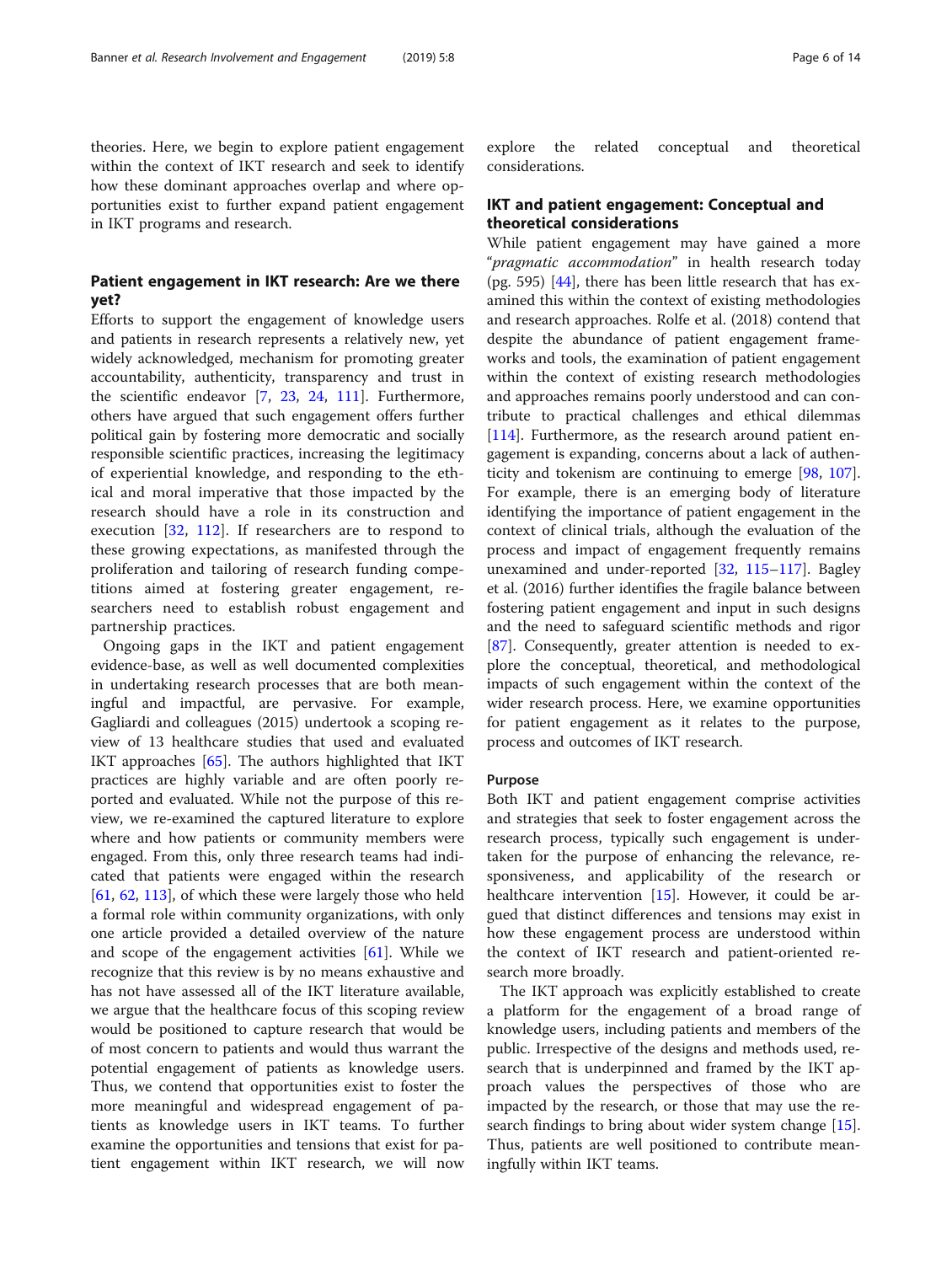theories. Here, we begin to explore patient engagement within the context of IKT research and seek to identify how these dominant approaches overlap and where opportunities exist to further expand patient engagement in IKT programs and research.

## Patient engagement in IKT research: Are we there yet?

Efforts to support the engagement of knowledge users and patients in research represents a relatively new, yet widely acknowledged, mechanism for promoting greater accountability, authenticity, transparency and trust in the scientific endeavor [7, 23, 24, 111]. Furthermore, others have argued that such engagement offers further political gain by fostering more democratic and socially responsible scientific practices, increasing the legitimacy of experiential knowledge, and responding to the ethical and moral imperative that those impacted by the research should have a role in its construction and execution [32, 112]. If researchers are to respond to these growing expectations, as manifested through the proliferation and tailoring of research funding competitions aimed at fostering greater engagement, researchers need to establish robust engagement and partnership practices.

Ongoing gaps in the IKT and patient engagement evidence-base, as well as well documented complexities in undertaking research processes that are both meaningful and impactful, are pervasive. For example, Gagliardi and colleagues (2015) undertook a scoping review of 13 healthcare studies that used and evaluated IKT approaches [65]. The authors highlighted that IKT practices are highly variable and are often poorly reported and evaluated. While not the purpose of this review, we re-examined the captured literature to explore where and how patients or community members were engaged. From this, only three research teams had indicated that patients were engaged within the research [61, 62, 113], of which these were largely those who held a formal role within community organizations, with only one article provided a detailed overview of the nature and scope of the engagement activities [61]. While we recognize that this review is by no means exhaustive and has not have assessed all of the IKT literature available, we argue that the healthcare focus of this scoping review would be positioned to capture research that would be of most concern to patients and would thus warrant the potential engagement of patients as knowledge users. Thus, we contend that opportunities exist to foster the more meaningful and widespread engagement of patients as knowledge users in IKT teams. To further examine the opportunities and tensions that exist for patient engagement within IKT research, we will now explore the related conceptual and theoretical considerations.

## IKT and patient engagement: Conceptual and theoretical considerations

While patient engagement may have gained a more "*pragmatic accommodation*" in health research today (pg. 595) [44], there has been little research that has examined this within the context of existing methodologies and research approaches. Rolfe et al. (2018) contend that despite the abundance of patient engagement frameworks and tools, the examination of patient engagement within the context of existing research methodologies and approaches remains poorly understood and can contribute to practical challenges and ethical dilemmas [114]. Furthermore, as the research around patient engagement is expanding, concerns about a lack of authenticity and tokenism are continuing to emerge [98, 107]. For example, there is an emerging body of literature identifying the importance of patient engagement in the context of clinical trials, although the evaluation of the process and impact of engagement frequently remains unexamined and under-reported [32, 115–117]. Bagley et al. (2016) further identifies the fragile balance between fostering patient engagement and input in such designs and the need to safeguard scientific methods and rigor [87]. Consequently, greater attention is needed to explore the conceptual, theoretical, and methodological impacts of such engagement within the context of the wider research process. Here, we examine opportunities for patient engagement as it relates to the purpose, process and outcomes of IKT research.

### Purpose

Both IKT and patient engagement comprise activities and strategies that seek to foster engagement across the research process, typically such engagement is undertaken for the purpose of enhancing the relevance, responsiveness, and applicability of the research or healthcare intervention [15]. However, it could be argued that distinct differences and tensions may exist in how these engagement process are understood within the context of IKT research and patient-oriented research more broadly.

The IKT approach was explicitly established to create a platform for the engagement of a broad range of knowledge users, including patients and members of the public. Irrespective of the designs and methods used, research that is underpinned and framed by the IKT approach values the perspectives of those who are impacted by the research, or those that may use the research findings to bring about wider system change [15]. Thus, patients are well positioned to contribute meaningfully within IKT teams.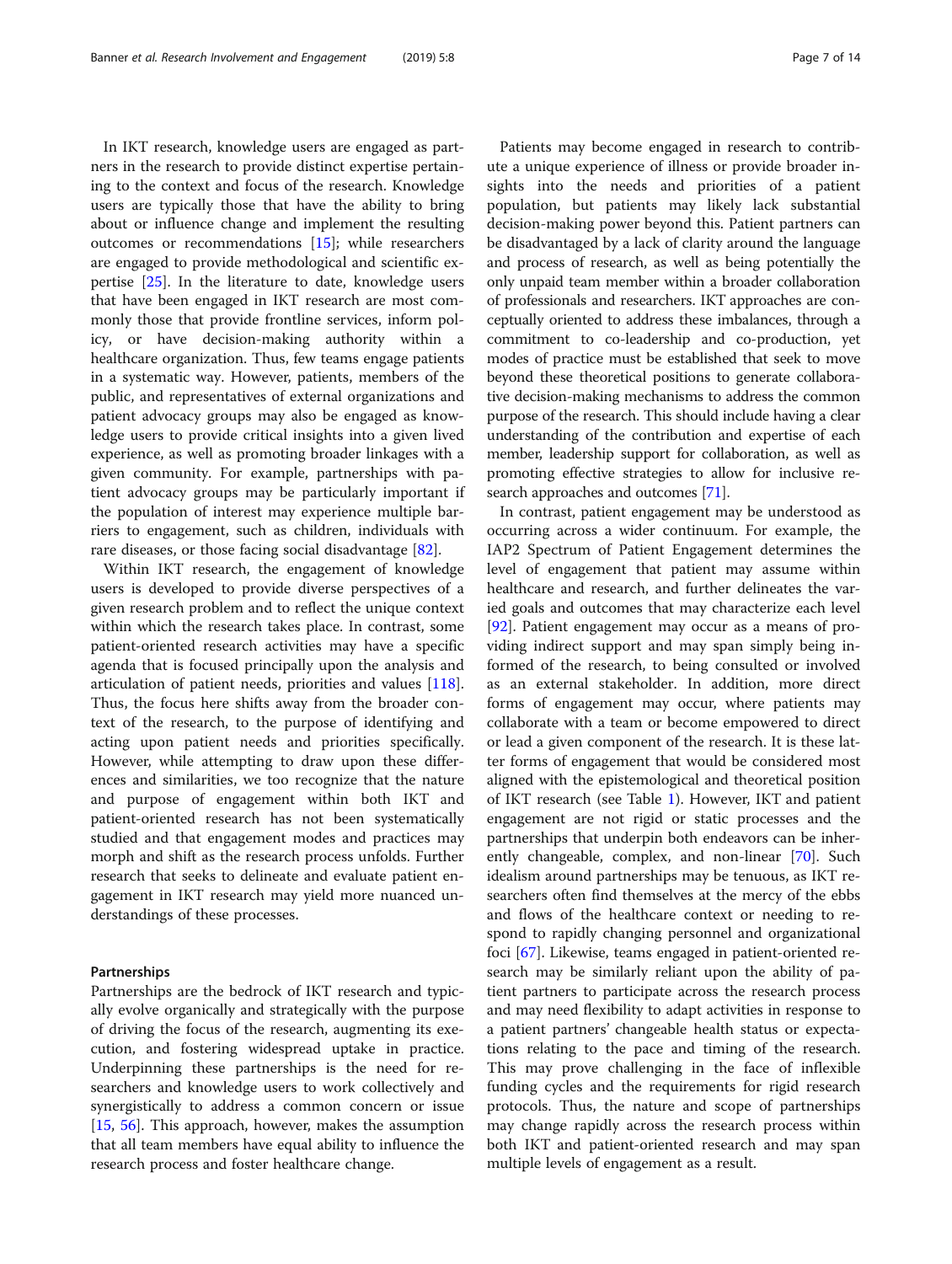In IKT research, knowledge users are engaged as partners in the research to provide distinct expertise pertaining to the context and focus of the research. Knowledge users are typically those that have the ability to bring about or influence change and implement the resulting outcomes or recommendations [15]; while researchers are engaged to provide methodological and scientific expertise [25]. In the literature to date, knowledge users that have been engaged in IKT research are most commonly those that provide frontline services, inform policy, or have decision-making authority within a healthcare organization. Thus, few teams engage patients in a systematic way. However, patients, members of the public, and representatives of external organizations and patient advocacy groups may also be engaged as knowledge users to provide critical insights into a given lived experience, as well as promoting broader linkages with a given community. For example, partnerships with patient advocacy groups may be particularly important if the population of interest may experience multiple barriers to engagement, such as children, individuals with rare diseases, or those facing social disadvantage [82].

Within IKT research, the engagement of knowledge users is developed to provide diverse perspectives of a given research problem and to reflect the unique context within which the research takes place. In contrast, some patient-oriented research activities may have a specific agenda that is focused principally upon the analysis and articulation of patient needs, priorities and values [118]. Thus, the focus here shifts away from the broader context of the research, to the purpose of identifying and acting upon patient needs and priorities specifically. However, while attempting to draw upon these differences and similarities, we too recognize that the nature and purpose of engagement within both IKT and patient-oriented research has not been systematically studied and that engagement modes and practices may morph and shift as the research process unfolds. Further research that seeks to delineate and evaluate patient engagement in IKT research may yield more nuanced understandings of these processes.

#### Partnerships

Partnerships are the bedrock of IKT research and typically evolve organically and strategically with the purpose of driving the focus of the research, augmenting its execution, and fostering widespread uptake in practice. Underpinning these partnerships is the need for researchers and knowledge users to work collectively and synergistically to address a common concern or issue [15, 56]. This approach, however, makes the assumption that all team members have equal ability to influence the research process and foster healthcare change.

Patients may become engaged in research to contribute a unique experience of illness or provide broader insights into the needs and priorities of a patient population, but patients may likely lack substantial decision-making power beyond this. Patient partners can be disadvantaged by a lack of clarity around the language and process of research, as well as being potentially the only unpaid team member within a broader collaboration of professionals and researchers. IKT approaches are conceptually oriented to address these imbalances, through a commitment to co-leadership and co-production, yet modes of practice must be established that seek to move beyond these theoretical positions to generate collaborative decision-making mechanisms to address the common purpose of the research. This should include having a clear understanding of the contribution and expertise of each member, leadership support for collaboration, as well as promoting effective strategies to allow for inclusive research approaches and outcomes [71].

In contrast, patient engagement may be understood as occurring across a wider continuum. For example, the IAP2 Spectrum of Patient Engagement determines the level of engagement that patient may assume within healthcare and research, and further delineates the varied goals and outcomes that may characterize each level [92]. Patient engagement may occur as a means of providing indirect support and may span simply being informed of the research, to being consulted or involved as an external stakeholder. In addition, more direct forms of engagement may occur, where patients may collaborate with a team or become empowered to direct or lead a given component of the research. It is these latter forms of engagement that would be considered most aligned with the epistemological and theoretical position of IKT research (see Table 1). However, IKT and patient engagement are not rigid or static processes and the partnerships that underpin both endeavors can be inherently changeable, complex, and non-linear [70]. Such idealism around partnerships may be tenuous, as IKT researchers often find themselves at the mercy of the ebbs and flows of the healthcare context or needing to respond to rapidly changing personnel and organizational foci [67]. Likewise, teams engaged in patient-oriented research may be similarly reliant upon the ability of patient partners to participate across the research process and may need flexibility to adapt activities in response to a patient partners' changeable health status or expectations relating to the pace and timing of the research. This may prove challenging in the face of inflexible funding cycles and the requirements for rigid research protocols. Thus, the nature and scope of partnerships may change rapidly across the research process within both IKT and patient-oriented research and may span multiple levels of engagement as a result.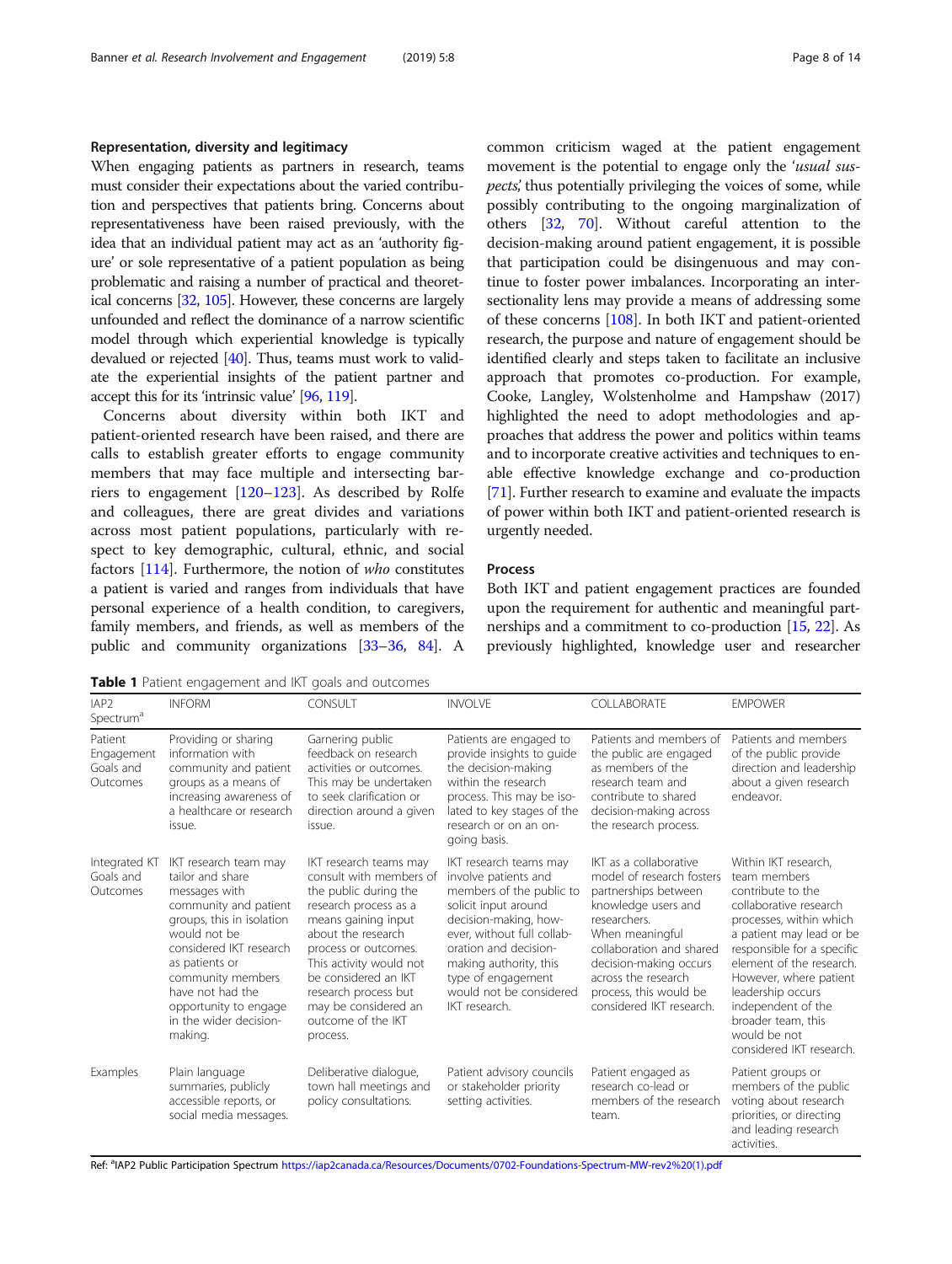### Representation, diversity and legitimacy

When engaging patients as partners in research, teams must consider their expectations about the varied contribution and perspectives that patients bring. Concerns about representativeness have been raised previously, with the idea that an individual patient may act as an 'authority figure' or sole representative of a patient population as being problematic and raising a number of practical and theoretical concerns [32, 105]. However, these concerns are largely unfounded and reflect the dominance of a narrow scientific model through which experiential knowledge is typically devalued or rejected [40]. Thus, teams must work to validate the experiential insights of the patient partner and accept this for its 'intrinsic value' [96, 119].

Concerns about diversity within both IKT and patient-oriented research have been raised, and there are calls to establish greater efforts to engage community members that may face multiple and intersecting barriers to engagement [120–123]. As described by Rolfe and colleagues, there are great divides and variations across most patient populations, particularly with respect to key demographic, cultural, ethnic, and social factors [114]. Furthermore, the notion of *who* constitutes a patient is varied and ranges from individuals that have personal experience of a health condition, to caregivers, family members, and friends, as well as members of the public and community organizations [33–36, 84]. A common criticism waged at the patient engagement movement is the potential to engage only the '*usual suspects*,' thus potentially privileging the voices of some, while possibly contributing to the ongoing marginalization of others [32, 70]. Without careful attention to the decision-making around patient engagement, it is possible that participation could be disingenuous and may continue to foster power imbalances. Incorporating an intersectionality lens may provide a means of addressing some of these concerns [108]. In both IKT and patient-oriented research, the purpose and nature of engagement should be identified clearly and steps taken to facilitate an inclusive approach that promotes co-production. For example, Cooke, Langley, Wolstenholme and Hampshaw (2017) highlighted the need to adopt methodologies and approaches that address the power and politics within teams and to incorporate creative activities and techniques to enable effective knowledge exchange and co-production [71]. Further research to examine and evaluate the impacts of power within both IKT and patient-oriented research is urgently needed.

### Process

Both IKT and patient engagement practices are founded upon the requirement for authentic and meaningful partnerships and a commitment to co-production [15, 22]. As previously highlighted, knowledge user and researcher

**Table 1** Patient engagement and IKT goals and outcomes

| IAP2 Spectrum[a] | INFORM | CONSULT | INVOLVE | COLLABORATE | EMPOWER |
|---|---|---|---|---|---|
| Patient Engagement Goals and Outcomes | Providing or sharing information with community and patient groups as a means of increasing awareness of a healthcare or research issue. | Garnering public feedback on research activities or outcomes. This may be undertaken to seek clarification or direction around a given issue. | Patients are engaged to provide insights to guide the decision-making within the research process. This may be isolated to key stages of the research or on an on-going basis. | Patients and members of the public are engaged as members of the research team and contribute to shared decision-making across the research process. | Patients and members of the public provide direction and leadership about a given research endeavor. |
| Integrated KT Goals and Outcomes | IKT research team may tailor and share messages with community and patient groups, this in isolation would not be considered IKT research as patients or community members have not had the opportunity to engage in the wider decision-making. | IKT research teams may consult with members of the public during the research process as a means gaining input about the research process or outcomes. This activity would not be considered an IKT research process but may be considered an outcome of the IKT process. | IKT research teams may involve patients and members of the public to solicit input around decision-making, however, without full collaboration and decision-making authority, this type of engagement would not be considered IKT research. | IKT as a collaborative model of research fosters partnerships between knowledge users and researchers. When meaningful collaboration and shared decision-making occurs across the research process, this would be considered IKT research. | Within IKT research, team members contribute to the collaborative research processes, within which a patient may lead or be responsible for a specific element of the research. However, where patient leadership occurs independent of the broader team, this would be not considered IKT research. |
| Examples | Plain language summaries, publicly accessible reports, or social media messages. | Deliberative dialogue, town hall meetings and policy consultations. | Patient advisory councils or stakeholder priority setting activities. | Patient engaged as research co-lead or members of the research team. | Patient groups or members of the public voting about research priorities, or directing and leading research activities. |

Ref: [a]IAP2 Public Participation Spectrum https://iap2canada.ca/Resources/Documents/0702-Foundations-Spectrum-MW-rev2%20(1).pdf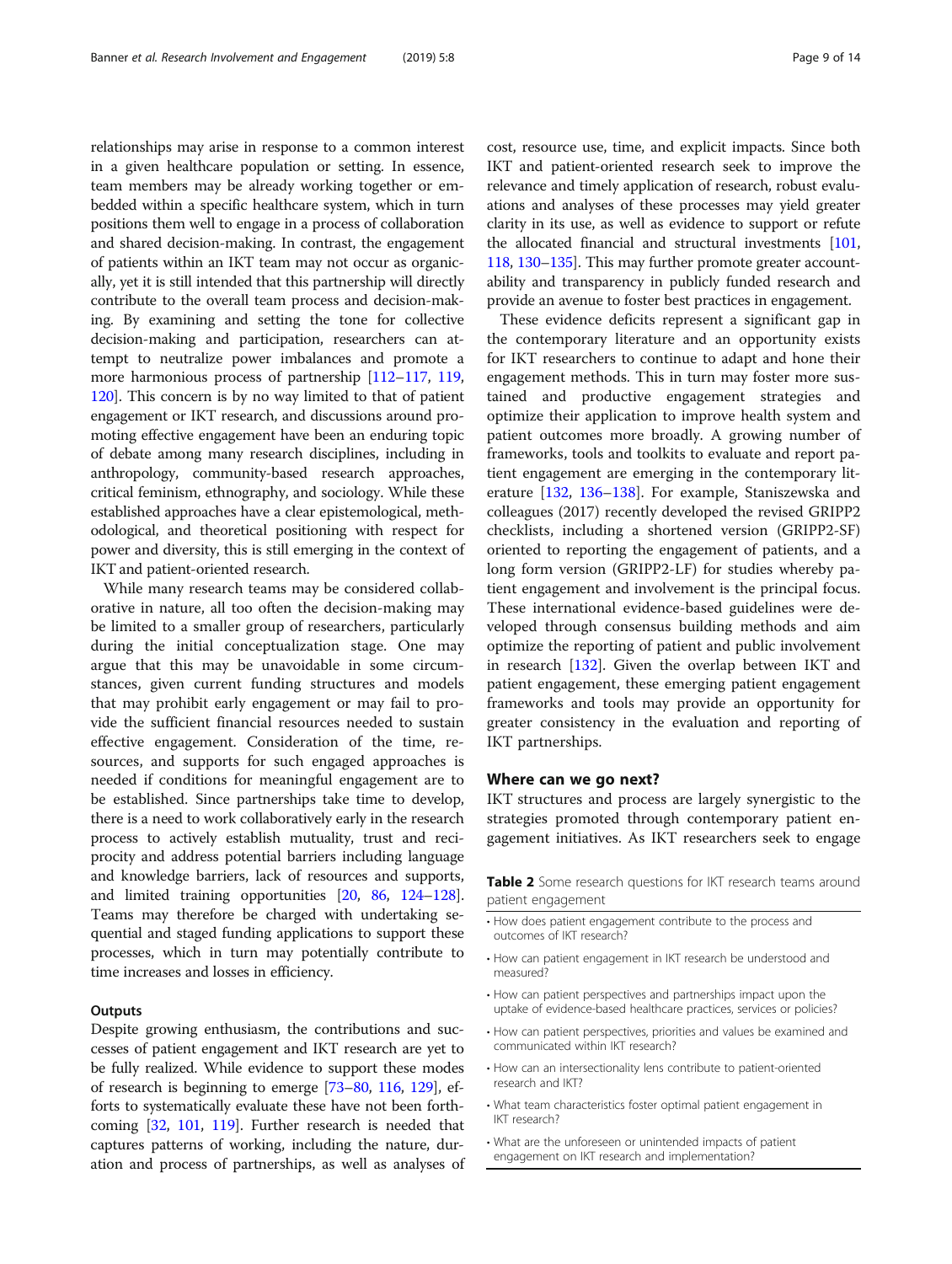relationships may arise in response to a common interest in a given healthcare population or setting. In essence, team members may be already working together or embedded within a specific healthcare system, which in turn positions them well to engage in a process of collaboration and shared decision-making. In contrast, the engagement of patients within an IKT team may not occur as organically, yet it is still intended that this partnership will directly contribute to the overall team process and decision-making. By examining and setting the tone for collective decision-making and participation, researchers can attempt to neutralize power imbalances and promote a more harmonious process of partnership [112–117, 119, 120]. This concern is by no way limited to that of patient engagement or IKT research, and discussions around promoting effective engagement have been an enduring topic of debate among many research disciplines, including in anthropology, community-based research approaches, critical feminism, ethnography, and sociology. While these established approaches have a clear epistemological, methodological, and theoretical positioning with respect for power and diversity, this is still emerging in the context of IKT and patient-oriented research.

While many research teams may be considered collaborative in nature, all too often the decision-making may be limited to a smaller group of researchers, particularly during the initial conceptualization stage. One may argue that this may be unavoidable in some circumstances, given current funding structures and models that may prohibit early engagement or may fail to provide the sufficient financial resources needed to sustain effective engagement. Consideration of the time, resources, and supports for such engaged approaches is needed if conditions for meaningful engagement are to be established. Since partnerships take time to develop, there is a need to work collaboratively early in the research process to actively establish mutuality, trust and reciprocity and address potential barriers including language and knowledge barriers, lack of resources and supports, and limited training opportunities [20, 86, 124–128]. Teams may therefore be charged with undertaking sequential and staged funding applications to support these processes, which in turn may potentially contribute to time increases and losses in efficiency.

### Outputs

Despite growing enthusiasm, the contributions and successes of patient engagement and IKT research are yet to be fully realized. While evidence to support these modes of research is beginning to emerge [73–80, 116, 129], efforts to systematically evaluate these have not been forthcoming [32, 101, 119]. Further research is needed that captures patterns of working, including the nature, duration and process of partnerships, as well as analyses of cost, resource use, time, and explicit impacts. Since both IKT and patient-oriented research seek to improve the relevance and timely application of research, robust evaluations and analyses of these processes may yield greater clarity in its use, as well as evidence to support or refute the allocated financial and structural investments [101, 118, 130–135]. This may further promote greater accountability and transparency in publicly funded research and provide an avenue to foster best practices in engagement.

These evidence deficits represent a significant gap in the contemporary literature and an opportunity exists for IKT researchers to continue to adapt and hone their engagement methods. This in turn may foster more sustained and productive engagement strategies and optimize their application to improve health system and patient outcomes more broadly. A growing number of frameworks, tools and toolkits to evaluate and report patient engagement are emerging in the contemporary literature [132, 136–138]. For example, Staniszewska and colleagues (2017) recently developed the revised GRIPP2 checklists, including a shortened version (GRIPP2-SF) oriented to reporting the engagement of patients, and a long form version (GRIPP2-LF) for studies whereby patient engagement and involvement is the principal focus. These international evidence-based guidelines were developed through consensus building methods and aim optimize the reporting of patient and public involvement in research [132]. Given the overlap between IKT and patient engagement, these emerging patient engagement frameworks and tools may provide an opportunity for greater consistency in the evaluation and reporting of IKT partnerships.

## Where can we go next?

IKT structures and process are largely synergistic to the strategies promoted through contemporary patient engagement initiatives. As IKT researchers seek to engage

**Table 2** Some research questions for IKT research teams around patient engagement

- How does patient engagement contribute to the process and outcomes of IKT research?
- How can patient engagement in IKT research be understood and measured?
- How can patient perspectives and partnerships impact upon the uptake of evidence-based healthcare practices, services or policies?
- How can patient perspectives, priorities and values be examined and communicated within IKT research?
- How can an intersectionality lens contribute to patient-oriented research and IKT?
- What team characteristics foster optimal patient engagement in IKT research?
- What are the unforeseen or unintended impacts of patient engagement on IKT research and implementation?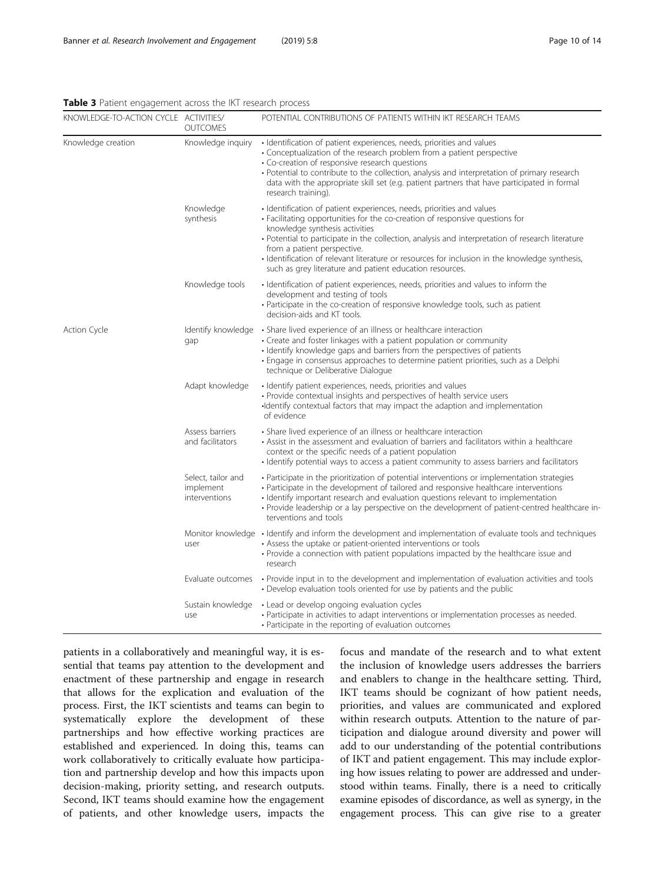**Table 3** Patient engagement across the IKT research process

| KNOWLEDGE-TO-ACTION CYCLE | ACTIVITIES/ OUTCOMES | POTENTIAL CONTRIBUTIONS OF PATIENTS WITHIN IKT RESEARCH TEAMS |
|---|---|---|
| Knowledge creation | Knowledge inquiry | • Identification of patient experiences, needs, priorities and values<br>• Conceptualization of the research problem from a patient perspective<br>• Co-creation of responsive research questions<br>• Potential to contribute to the collection, analysis and interpretation of primary research data with the appropriate skill set (e.g. patient partners that have participated in formal research training). |
| | Knowledge synthesis | • Identification of patient experiences, needs, priorities and values<br>• Facilitating opportunities for the co-creation of responsive questions for knowledge synthesis activities<br>• Potential to participate in the collection, analysis and interpretation of research literature from a patient perspective.<br>• Identification of relevant literature or resources for inclusion in the knowledge synthesis, such as grey literature and patient education resources. |
| | Knowledge tools | • Identification of patient experiences, needs, priorities and values to inform the development and testing of tools<br>• Participate in the co-creation of responsive knowledge tools, such as patient decision-aids and KT tools. |
| Action Cycle | Identify knowledge gap | • Share lived experience of an illness or healthcare interaction<br>• Create and foster linkages with a patient population or community<br>• Identify knowledge gaps and barriers from the perspectives of patients<br>• Engage in consensus approaches to determine patient priorities, such as a Delphi technique or Deliberative Dialogue |
| | Adapt knowledge | • Identify patient experiences, needs, priorities and values<br>• Provide contextual insights and perspectives of health service users<br>•Identify contextual factors that may impact the adaption and implementation of evidence |
| | Assess barriers and facilitators | • Share lived experience of an illness or healthcare interaction<br>• Assist in the assessment and evaluation of barriers and facilitators within a healthcare context or the specific needs of a patient population<br>• Identify potential ways to access a patient community to assess barriers and facilitators |
| | Select, tailor and implement interventions | • Participate in the prioritization of potential interventions or implementation strategies<br>• Participate in the development of tailored and responsive healthcare interventions<br>• Identify important research and evaluation questions relevant to implementation<br>• Provide leadership or a lay perspective on the development of patient-centred healthcare interventions and tools |
| | Monitor knowledge user | • Identify and inform the development and implementation of evaluate tools and techniques<br>• Assess the uptake or patient-oriented interventions or tools<br>• Provide a connection with patient populations impacted by the healthcare issue and research |
| | Evaluate outcomes | • Provide input in to the development and implementation of evaluation activities and tools<br>• Develop evaluation tools oriented for use by patients and the public |
| | Sustain knowledge use | • Lead or develop ongoing evaluation cycles<br>• Participate in activities to adapt interventions or implementation processes as needed.<br>• Participate in the reporting of evaluation outcomes |

patients in a collaboratively and meaningful way, it is essential that teams pay attention to the development and enactment of these partnership and engage in research that allows for the explication and evaluation of the process. First, the IKT scientists and teams can begin to systematically explore the development of these partnerships and how effective working practices are established and experienced. In doing this, teams can work collaboratively to critically evaluate how participation and partnership develop and how this impacts upon decision-making, priority setting, and research outputs. Second, IKT teams should examine how the engagement of patients, and other knowledge users, impacts the focus and mandate of the research and to what extent the inclusion of knowledge users addresses the barriers and enablers to change in the healthcare setting. Third, IKT teams should be cognizant of how patient needs, priorities, and values are communicated and explored within research outputs. Attention to the nature of participation and dialogue around diversity and power will add to our understanding of the potential contributions of IKT and patient engagement. This may include exploring how issues relating to power are addressed and understood within teams. Finally, there is a need to critically examine episodes of discordance, as well as synergy, in the engagement process. This can give rise to a greater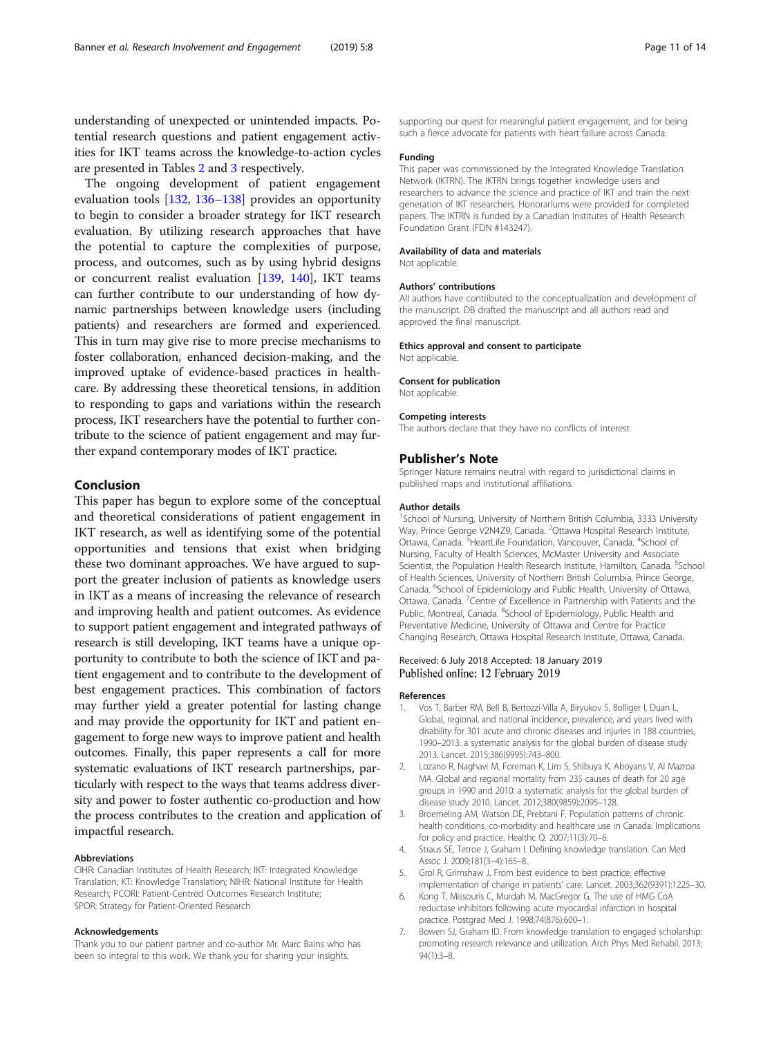understanding of unexpected or unintended impacts. Potential research questions and patient engagement activities for IKT teams across the knowledge-to-action cycles are presented in Tables 2 and 3 respectively.

The ongoing development of patient engagement evaluation tools [132, 136–138] provides an opportunity to begin to consider a broader strategy for IKT research evaluation. By utilizing research approaches that have the potential to capture the complexities of purpose, process, and outcomes, such as by using hybrid designs or concurrent realist evaluation [139, 140], IKT teams can further contribute to our understanding of how dynamic partnerships between knowledge users (including patients) and researchers are formed and experienced. This in turn may give rise to more precise mechanisms to foster collaboration, enhanced decision-making, and the improved uptake of evidence-based practices in healthcare. By addressing these theoretical tensions, in addition to responding to gaps and variations within the research process, IKT researchers have the potential to further contribute to the science of patient engagement and may further expand contemporary modes of IKT practice.

## Conclusion

This paper has begun to explore some of the conceptual and theoretical considerations of patient engagement in IKT research, as well as identifying some of the potential opportunities and tensions that exist when bridging these two dominant approaches. We have argued to support the greater inclusion of patients as knowledge users in IKT as a means of increasing the relevance of research and improving health and patient outcomes. As evidence to support patient engagement and integrated pathways of research is still developing, IKT teams have a unique opportunity to contribute to both the science of IKT and patient engagement and to contribute to the development of best engagement practices. This combination of factors may further yield a greater potential for lasting change and may provide the opportunity for IKT and patient engagement to forge new ways to improve patient and health outcomes. Finally, this paper represents a call for more systematic evaluations of IKT research partnerships, particularly with respect to the ways that teams address diversity and power to foster authentic co-production and how the process contributes to the creation and application of impactful research.

### Abbreviations

CIHR: Canadian Institutes of Health Research; IKT: Integrated Knowledge Translation; KT: Knowledge Translation; NIHR: National Institute for Health Research; PCORI: Patient-Centred Outcomes Research Institute; SPOR: Strategy for Patient-Oriented Research

### Acknowledgements

Thank you to our patient partner and co-author Mr. Marc Bains who has been so integral to this work. We thank you for sharing your insights, supporting our quest for meaningful patient engagement, and for being such a fierce advocate for patients with heart failure across Canada.

### Funding

This paper was commissioned by the Integrated Knowledge Translation Network (IKTRN). The IKTRN brings together knowledge users and researchers to advance the science and practice of IKT and train the next generation of IKT researchers. Honorariums were provided for completed papers. The IKTRN is funded by a Canadian Institutes of Health Research Foundation Grant (FDN #143247).

### Availability of data and materials

Not applicable.

### Authors' contributions

All authors have contributed to the conceptualization and development of the manuscript. DB drafted the manuscript and all authors read and approved the final manuscript.

### Ethics approval and consent to participate

Not applicable.

### Consent for publication

Not applicable.

### Competing interests

The authors declare that they have no conflicts of interest.

## Publisher's Note

Springer Nature remains neutral with regard to jurisdictional claims in published maps and institutional affiliations.

### Author details

[1]School of Nursing, University of Northern British Columbia, 3333 University Way, Prince George V2N4Z9, Canada. [2]Ottawa Hospital Research Institute, Ottawa, Canada. [3]HeartLife Foundation, Vancouver, Canada. [4]School of Nursing, Faculty of Health Sciences, McMaster University and Associate Scientist, the Population Health Research Institute, Hamilton, Canada. [5]School of Health Sciences, University of Northern British Columbia, Prince George, Canada. [6]School of Epidemiology and Public Health, University of Ottawa, Ottawa, Canada. [7]Centre of Excellence in Partnership with Patients and the Public, Montreal, Canada. [8]School of Epidemiology, Public Health and Preventative Medicine, University of Ottawa and Centre for Practice Changing Research, Ottawa Hospital Research Institute, Ottawa, Canada.

Received: 6 July 2018 Accepted: 18 January 2019
Published online: 12 February 2019

### References

1. Vos T, Barber RM, Bell B, Bertozzi-Villa A, Biryukov S, Bolliger I, Duan L. Global, regional, and national incidence, prevalence, and years lived with disability for 301 acute and chronic diseases and injuries in 188 countries, 1990–2013: a systematic analysis for the global burden of disease study 2013. Lancet. 2015;386(9995):743–800.
2. Lozano R, Naghavi M, Foreman K, Lim S, Shibuya K, Aboyans V, Al Mazroa MA. Global and regional mortality from 235 causes of death for 20 age groups in 1990 and 2010: a systematic analysis for the global burden of disease study 2010. Lancet. 2012;380(9859):2095–128.
3. Broemeling AM, Watson DE, Prebtani F. Population patterns of chronic health conditions, co-morbidity and healthcare use in Canada: Implications for policy and practice. Healthc Q. 2007;11(3):70–6.
4. Straus SE, Tetroe J, Graham I. Defining knowledge translation. Can Med Assoc J. 2009;181(3–4):165–8.
5. Grol R, Grimshaw J. From best evidence to best practice: effective implementation of change in patients' care. Lancet. 2003;362(9391):1225–30.
6. Kong T, Missouris C, Murdah M, MacGregor G. The use of HMG CoA reductase inhibitors following acute myocardial infarction in hospital practice. Postgrad Med J. 1998;74(876):600–1.
7. Bowen SJ, Graham ID. From knowledge translation to engaged scholarship: promoting research relevance and utilization. Arch Phys Med Rehabil. 2013; 94(1):3–8.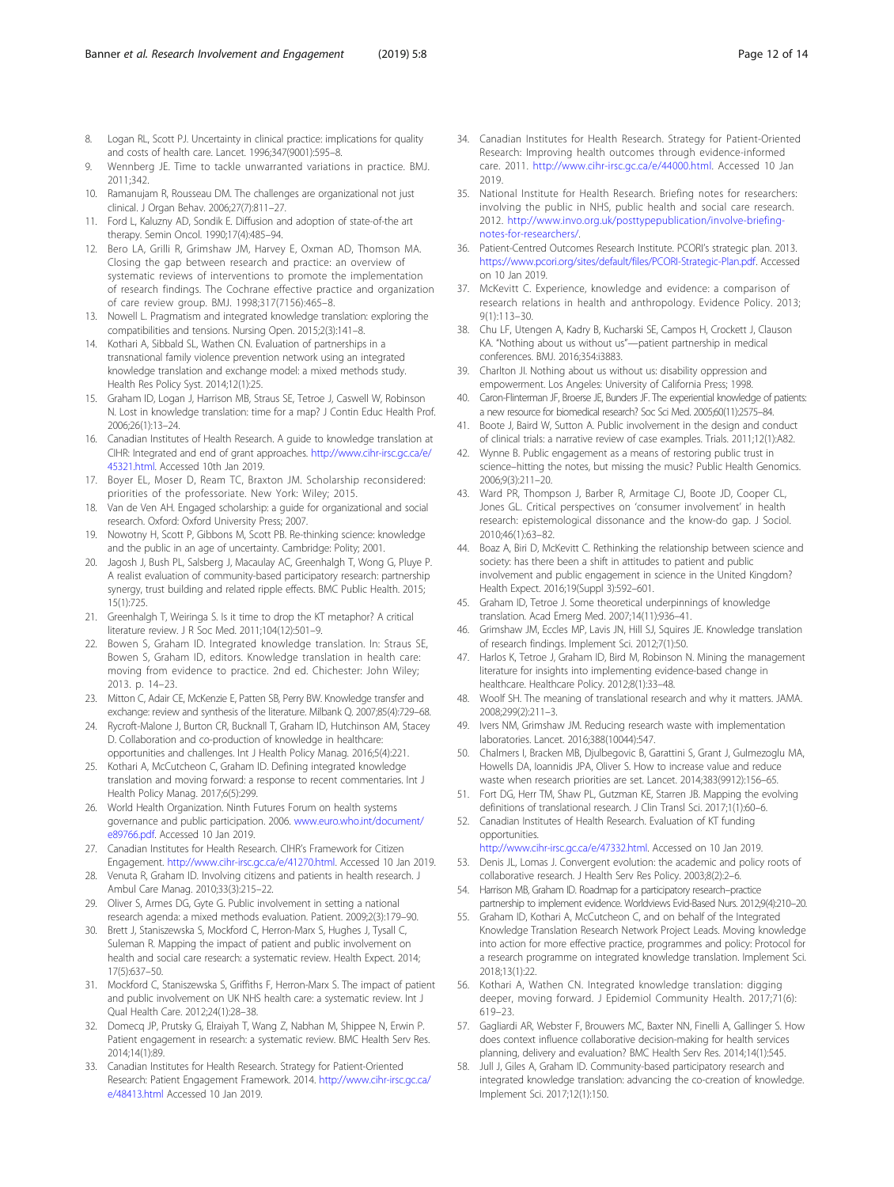8. Logan RL, Scott PJ. Uncertainty in clinical practice: implications for quality and costs of health care. Lancet. 1996;347(9001):595–8.
9. Wennberg JE. Time to tackle unwarranted variations in practice. BMJ. 2011;342.
10. Ramanujam R, Rousseau DM. The challenges are organizational not just clinical. J Organ Behav. 2006;27(7):811–27.
11. Ford L, Kaluzny AD, Sondik E. Diffusion and adoption of state-of-the art therapy. Semin Oncol. 1990;17(4):485–94.
12. Bero LA, Grilli R, Grimshaw JM, Harvey E, Oxman AD, Thomson MA. Closing the gap between research and practice: an overview of systematic reviews of interventions to promote the implementation of research findings. The Cochrane effective practice and organization of care review group. BMJ. 1998;317(7156):465–8.
13. Nowell L. Pragmatism and integrated knowledge translation: exploring the compatibilities and tensions. Nursing Open. 2015;2(3):141–8.
14. Kothari A, Sibbald SL, Wathen CN. Evaluation of partnerships in a transnational family violence prevention network using an integrated knowledge translation and exchange model: a mixed methods study. Health Res Policy Syst. 2014;12(1):25.
15. Graham ID, Logan J, Harrison MB, Straus SE, Tetroe J, Caswell W, Robinson N. Lost in knowledge translation: time for a map? J Contin Educ Health Prof. 2006;26(1):13–24.
16. Canadian Institutes of Health Research. A guide to knowledge translation at CIHR: Integrated and end of grant approaches. http://www.cihr-irsc.gc.ca/e/45321.html. Accessed 10th Jan 2019.
17. Boyer EL, Moser D, Ream TC, Braxton JM. Scholarship reconsidered: priorities of the professoriate. New York: Wiley; 2015.
18. Van de Ven AH. Engaged scholarship: a guide for organizational and social research. Oxford: Oxford University Press; 2007.
19. Nowotny H, Scott P, Gibbons M, Scott PB. Re-thinking science: knowledge and the public in an age of uncertainty. Cambridge: Polity; 2001.
20. Jagosh J, Bush PL, Salsberg J, Macaulay AC, Greenhalgh T, Wong G, Pluye P. A realist evaluation of community-based participatory research: partnership synergy, trust building and related ripple effects. BMC Public Health. 2015; 15(1):725.
21. Greenhalgh T, Wieringa S. Is it time to drop the KT metaphor? A critical literature review. J R Soc Med. 2011;104(12):501–9.
22. Bowen S, Graham ID. Integrated knowledge translation. In: Straus SE, Bowen S, Graham ID, editors. Knowledge translation in health care: moving from evidence to practice. 2nd ed. Chichester: John Wiley; 2013. p. 14–23.
23. Mitton C, Adair CE, McKenzie E, Patten SB, Perry BW. Knowledge transfer and exchange: review and synthesis of the literature. Milbank Q. 2007;85(4):729–68.
24. Rycroft-Malone J, Burton CR, Bucknall T, Graham ID, Hutchinson AM, Stacey D. Collaboration and co-production of knowledge in healthcare: opportunities and challenges. Int J Health Policy Manag. 2016;5(4):221.
25. Kothari A, McCutcheon C, Graham ID. Defining integrated knowledge translation and moving forward: a response to recent commentaries. Int J Health Policy Manag. 2017;6(5):299.
26. World Health Organization. Ninth Futures Forum on health systems governance and public participation. 2006. www.euro.who.int/document/e89766.pdf. Accessed 10 Jan 2019.
27. Canadian Institutes for Health Research. CIHR's Framework for Citizen Engagement. http://www.cihr-irsc.gc.ca/e/41270.html. Accessed 10 Jan 2019.
28. Venuta R, Graham ID. Involving citizens and patients in health research. J Ambul Care Manag. 2010;33(3):215–22.
29. Oliver S, Armes DG, Gyte G. Public involvement in setting a national research agenda: a mixed methods evaluation. Patient. 2009;2(3):179–90.
30. Brett J, Staniszewska S, Mockford C, Herron-Marx S, Hughes J, Tysall C, Suleman R. Mapping the impact of patient and public involvement on health and social care research: a systematic review. Health Expect. 2014; 17(5):637–50.
31. Mockford C, Staniszewska S, Griffiths F, Herron-Marx S. The impact of patient and public involvement on UK NHS health care: a systematic review. Int J Qual Health Care. 2012;24(1):28–38.
32. Domecq JP, Prutsky G, Elraiyah T, Wang Z, Nabhan M, Shippee N, Erwin P. Patient engagement in research: a systematic review. BMC Health Serv Res. 2014;14(1):89.
33. Canadian Institutes for Health Research. Strategy for Patient-Oriented Research: Patient Engagement Framework. 2014. http://www.cihr-irsc.gc.ca/e/48413.html Accessed 10 Jan 2019.
34. Canadian Institutes for Health Research. Strategy for Patient-Oriented Research: Improving health outcomes through evidence-informed care. 2011. http://www.cihr-irsc.gc.ca/e/44000.html. Accessed 10 Jan 2019.
35. National Institute for Health Research. Briefing notes for researchers: involving the public in NHS, public health and social care research. 2012. http://www.invo.org.uk/posttypepublication/involve-briefing-notes-for-researchers/.
36. Patient-Centred Outcomes Research Institute. PCORI's strategic plan. 2013. https://www.pcori.org/sites/default/files/PCORI-Strategic-Plan.pdf. Accessed on 10 Jan 2019.
37. McKevitt C. Experience, knowledge and evidence: a comparison of research relations in health and anthropology. Evidence Policy. 2013; 9(1):113–30.
38. Chu LF, Utengen A, Kadry B, Kucharski SE, Campos H, Crockett J, Clauson KA. "Nothing about us without us"—patient partnership in medical conferences. BMJ. 2016;354:i3883.
39. Charlton JI. Nothing about us without us: disability oppression and empowerment. Los Angeles: University of California Press; 1998.
40. Caron-Flinterman JF, Broerse JE, Bunders JF. The experiential knowledge of patients: a new resource for biomedical research? Soc Sci Med. 2005;60(11):2575–84.
41. Boote J, Baird W, Sutton A. Public involvement in the design and conduct of clinical trials: a narrative review of case examples. Trials. 2011;12(1):A82.
42. Wynne B. Public engagement as a means of restoring public trust in science–hitting the notes, but missing the music? Public Health Genomics. 2006;9(3):211–20.
43. Ward PR, Thompson J, Barber R, Armitage CJ, Boote JD, Cooper CL, Jones GL. Critical perspectives on 'consumer involvement' in health research: epistemological dissonance and the know-do gap. J Sociol. 2010;46(1):63–82.
44. Boaz A, Biri D, McKevitt C. Rethinking the relationship between science and society: has there been a shift in attitudes to patient and public involvement and public engagement in science in the United Kingdom? Health Expect. 2016;19(Suppl 3):592–601.
45. Graham ID, Tetroe J. Some theoretical underpinnings of knowledge translation. Acad Emerg Med. 2007;14(11):936–41.
46. Grimshaw JM, Eccles MP, Lavis JN, Hill SJ, Squires JE. Knowledge translation of research findings. Implement Sci. 2012;7(1):50.
47. Harlos K, Tetroe J, Graham ID, Bird M, Robinson N. Mining the management literature for insights into implementing evidence-based change in healthcare. Healthcare Policy. 2012;8(1):33–48.
48. Woolf SH. The meaning of translational research and why it matters. JAMA. 2008;299(2):211–3.
49. Ivers NM, Grimshaw JM. Reducing research waste with implementation laboratories. Lancet. 2016;388(10044):547.
50. Chalmers I, Bracken MB, Djulbegovic B, Garattini S, Grant J, Gulmezoglu MA, Howells DA, Ioannidis JPA, Oliver S. How to increase value and reduce waste when research priorities are set. Lancet. 2014;383(9912):156–65.
51. Fort DG, Herr TM, Shaw PL, Gutzman KE, Starren JB. Mapping the evolving definitions of translational research. J Clin Transl Sci. 2017;1(1):60–6.
52. Canadian Institutes of Health Research. Evaluation of KT funding opportunities. http://www.cihr-irsc.gc.ca/e/47332.html. Accessed on 10 Jan 2019.
53. Denis JL, Lomas J. Convergent evolution: the academic and policy roots of collaborative research. J Health Serv Res Policy. 2003;8(2):2–6.
54. Harrison MB, Graham ID. Roadmap for a participatory research–practice partnership to implement evidence. Worldviews Evid-Based Nurs. 2012;9(4):210–20.
55. Graham ID, Kothari A, McCutcheon C, and on behalf of the Integrated Knowledge Translation Research Network Project Leads. Moving knowledge into action for more effective practice, programmes and policy: Protocol for a research programme on integrated knowledge translation. Implement Sci. 2018;13(1):22.
56. Kothari A, Wathen CN. Integrated knowledge translation: digging deeper, moving forward. J Epidemiol Community Health. 2017;71(6): 619–23.
57. Gagliardi AR, Webster F, Brouwers MC, Baxter NN, Finelli A, Gallinger S. How does context influence collaborative decision-making for health services planning, delivery and evaluation? BMC Health Serv Res. 2014;14(1):545.
58. Jull J, Giles A, Graham ID. Community-based participatory research and integrated knowledge translation: advancing the co-creation of knowledge. Implement Sci. 2017;12(1):150.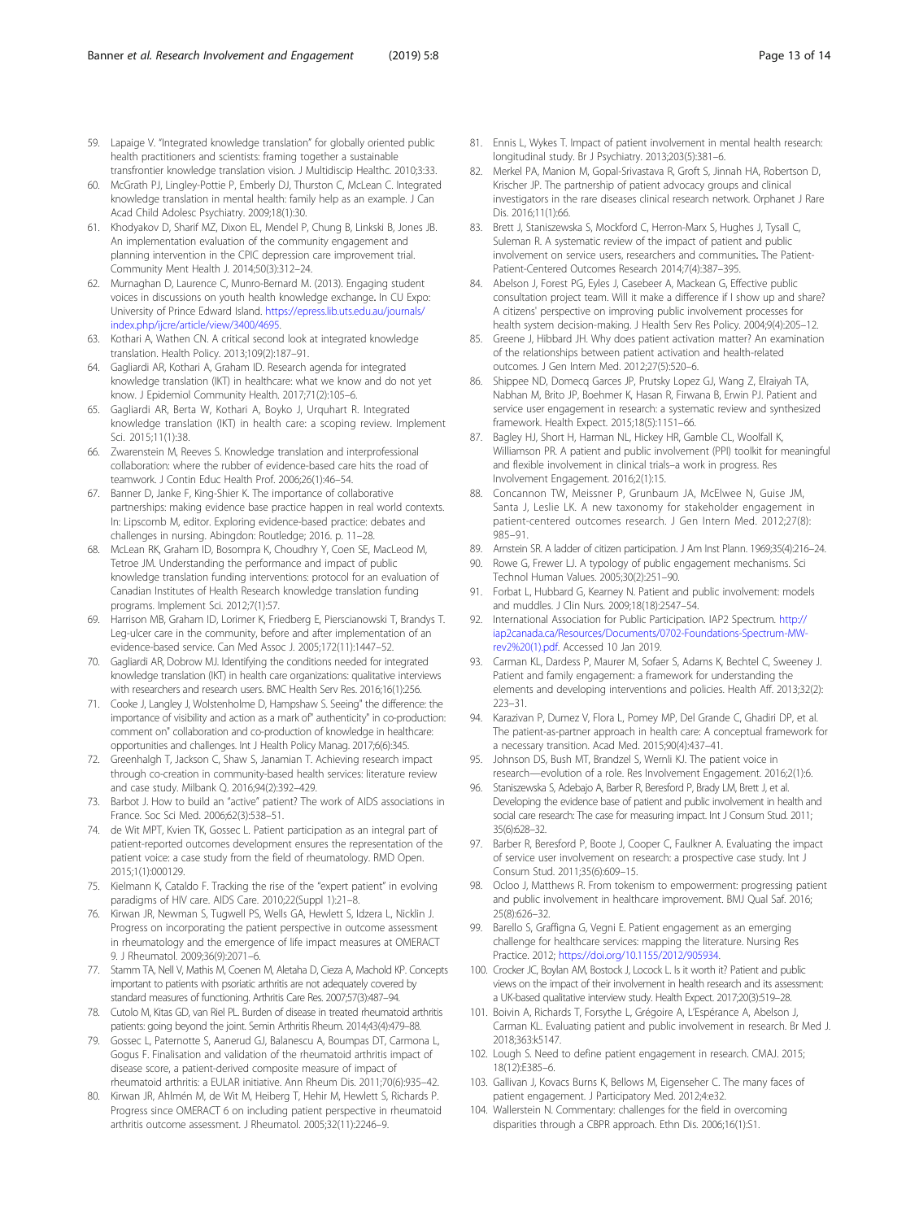59. Lapaige V. "Integrated knowledge translation" for globally oriented public health practitioners and scientists: framing together a sustainable transfrontier knowledge translation vision. J Multidiscip Healthc. 2010;3:33.
60. McGrath PJ, Lingley-Pottie P, Emberly DJ, Thurston C, McLean C. Integrated knowledge translation in mental health: family help as an example. J Can Acad Child Adolesc Psychiatry. 2009;18(1):30.
61. Khodyakov D, Sharif MZ, Dixon EL, Mendel P, Chung B, Linkski B, Jones JB. An implementation evaluation of the community engagement and planning intervention in the CPIC depression care improvement trial. Community Ment Health J. 2014;50(3):312–24.
62. Murnaghan D, Laurence C, Munro-Bernard M. (2013). Engaging student voices in discussions on youth health knowledge exchange. In CU Expo: University of Prince Edward Island. https://epress.lib.uts.edu.au/journals/index.php/ijcre/article/view/3400/4695.
63. Kothari A, Wathen CN. A critical second look at integrated knowledge translation. Health Policy. 2013;109(2):187–91.
64. Gagliardi AR, Kothari A, Graham ID. Research agenda for integrated knowledge translation (IKT) in healthcare: what we know and do not yet know. J Epidemiol Community Health. 2017;71(2):105–6.
65. Gagliardi AR, Berta W, Kothari A, Boyko J, Urquhart R. Integrated knowledge translation (IKT) in health care: a scoping review. Implement Sci. 2015;11(1):38.
66. Zwarenstein M, Reeves S. Knowledge translation and interprofessional collaboration: where the rubber of evidence-based care hits the road of teamwork. J Contin Educ Health Prof. 2006;26(1):46–54.
67. Banner D, Janke F, King-Shier K. The importance of collaborative partnerships: making evidence base practice happen in real world contexts. In: Lipscomb M, editor. Exploring evidence-based practice: debates and challenges in nursing. Abingdon: Routledge; 2016. p. 11–28.
68. McLean RK, Graham ID, Bosompra K, Choudhry Y, Coen SE, MacLeod M, Tetroe JM. Understanding the performance and impact of public knowledge translation funding interventions: protocol for an evaluation of Canadian Institutes of Health Research knowledge translation funding programs. Implement Sci. 2012;7(1):57.
69. Harrison MB, Graham ID, Lorimer K, Friedberg E, Pierscianowski T, Brandys T. Leg-ulcer care in the community, before and after implementation of an evidence-based service. Can Med Assoc J. 2005;172(11):1447–52.
70. Gagliardi AR, Dobrow MJ. Identifying the conditions needed for integrated knowledge translation (IKT) in health care organizations: qualitative interviews with researchers and research users. BMC Health Serv Res. 2016;16(1):256.
71. Cooke J, Langley J, Wolstenholme D, Hampshaw S. Seeing" the difference: the importance of visibility and action as a mark of" authenticity" in co-production: comment on" collaboration and co-production of knowledge in healthcare: opportunities and challenges. Int J Health Policy Manag. 2017;6(6):345.
72. Greenhalgh T, Jackson C, Shaw S, Janamian T. Achieving research impact through co-creation in community-based health services: literature review and case study. Milbank Q. 2016;94(2):392–429.
73. Barbot J. How to build an "active" patient? The work of AIDS associations in France. Soc Sci Med. 2006;62(3):538–51.
74. de Wit MPT, Kvien TK, Gossec L. Patient participation as an integral part of patient-reported outcomes development ensures the representation of the patient voice: a case study from the field of rheumatology. RMD Open. 2015;1(1):000129.
75. Kielmann K, Cataldo F. Tracking the rise of the "expert patient" in evolving paradigms of HIV care. AIDS Care. 2010;22(Suppl 1):21–8.
76. Kirwan JR, Newman S, Tugwell PS, Wells GA, Hewlett S, Idzera L, Nicklin J. Progress on incorporating the patient perspective in outcome assessment in rheumatology and the emergence of life impact measures at OMERACT 9. J Rheumatol. 2009;36(9):2071–6.
77. Stamm TA, Nell V, Mathis M, Coenen M, Aletaha D, Cieza A, Machold KP. Concepts important to patients with psoriatic arthritis are not adequately covered by standard measures of functioning. Arthritis Care Res. 2007;57(3):487–94.
78. Cutolo M, Kitas GD, van Riel PL. Burden of disease in treated rheumatoid arthritis patients: going beyond the joint. Semin Arthritis Rheum. 2014;43(4):479–88.
79. Gossec L, Paternotte S, Aanerud GJ, Balanescu A, Boumpas DT, Carmona L, Gogus F. Finalisation and validation of the rheumatoid arthritis impact of disease score, a patient-derived composite measure of impact of rheumatoid arthritis: a EULAR initiative. Ann Rheum Dis. 2011;70(6):935–42.
80. Kirwan JR, Ahlmén M, de Wit M, Heiberg T, Hehir M, Hewlett S, Richards P. Progress since OMERACT 6 on including patient perspective in rheumatoid arthritis outcome assessment. J Rheumatol. 2005;32(11):2246–9.
81. Ennis L, Wykes T. Impact of patient involvement in mental health research: longitudinal study. Br J Psychiatry. 2013;203(5):381–6.
82. Merkel PA, Manion M, Gopal-Srivastava R, Groft S, Jinnah HA, Robertson D, Krischer JP. The partnership of patient advocacy groups and clinical investigators in the rare diseases clinical research network. Orphanet J Rare Dis. 2016;11(1):66.
83. Brett J, Staniszewska S, Mockford C, Herron-Marx S, Hughes J, Tysall C, Suleman R. A systematic review of the impact of patient and public involvement on service users, researchers and communities. The Patient-Patient-Centered Outcomes Research 2014;7(4):387–395.
84. Abelson J, Forest PG, Eyles J, Casebeer A, Mackean G, Effective public consultation project team. Will it make a difference if I show up and share? A citizens' perspective on improving public involvement processes for health system decision-making. J Health Serv Res Policy. 2004;9(4):205–12.
85. Greene J, Hibbard JH. Why does patient activation matter? An examination of the relationships between patient activation and health-related outcomes. J Gen Intern Med. 2012;27(5):520–6.
86. Shippee ND, Domecq Garces JP, Prutsky Lopez GJ, Wang Z, Elraiyah TA, Nabhan M, Brito JP, Boehmer K, Hasan R, Firwana B, Erwin PJ. Patient and service user engagement in research: a systematic review and synthesized framework. Health Expect. 2015;18(5):1151–66.
87. Bagley HJ, Short H, Harman NL, Hickey HR, Gamble CL, Woolfall K, Williamson PR. A patient and public involvement (PPI) toolkit for meaningful and flexible involvement in clinical trials–a work in progress. Res Involvement Engagement. 2016;2(1):15.
88. Concannon TW, Meissner P, Grunbaum JA, McElwee N, Guise JM, Santa J, Leslie LK. A new taxonomy for stakeholder engagement in patient-centered outcomes research. J Gen Intern Med. 2012;27(8): 985–91.
89. Arnstein SR. A ladder of citizen participation. J Am Inst Plann. 1969;35(4):216–24.
90. Rowe G, Frewer LJ. A typology of public engagement mechanisms. Sci Technol Human Values. 2005;30(2):251–90.
91. Forbat L, Hubbard G, Kearney N. Patient and public involvement: models and muddles. J Clin Nurs. 2009;18(18):2547–54.
92. International Association for Public Participation. IAP2 Spectrum. http://iap2canada.ca/Resources/Documents/0702-Foundations-Spectrum-MW-rev2%20(1).pdf. Accessed 10 Jan 2019.
93. Carman KL, Dardess P, Maurer M, Sofaer S, Adams K, Bechtel C, Sweeney J. Patient and family engagement: a framework for understanding the elements and developing interventions and policies. Health Aff. 2013;32(2): 223–31.
94. Karazivan P, Dumez V, Flora L, Pomey MP, Del Grande C, Ghadiri DP, et al. The patient-as-partner approach in health care: A conceptual framework for a necessary transition. Acad Med. 2015;90(4):437–41.
95. Johnson DS, Bush MT, Brandzel S, Wernli KJ. The patient voice in research—evolution of a role. Res Involvement Engagement. 2016;2(1):6.
96. Staniszewska S, Adebajo A, Barber R, Beresford P, Brady LM, Brett J, et al. Developing the evidence base of patient and public involvement in health and social care research: The case for measuring impact. Int J Consum Stud. 2011; 35(6):628–32.
97. Barber R, Beresford P, Boote J, Cooper C, Faulkner A. Evaluating the impact of service user involvement on research: a prospective case study. Int J Consum Stud. 2011;35(6):609–15.
98. Ocloo J, Matthews R. From tokenism to empowerment: progressing patient and public involvement in healthcare improvement. BMJ Qual Saf. 2016; 25(8):626–32.
99. Barello S, Graffigna G, Vegni E. Patient engagement as an emerging challenge for healthcare services: mapping the literature. Nursing Res Practice. 2012; https://doi.org/10.1155/2012/905934.
100. Crocker JC, Boylan AM, Bostock J, Locock L. Is it worth it? Patient and public views on the impact of their involvement in health research and its assessment: a UK-based qualitative interview study. Health Expect. 2017;20(3):519–28.
101. Boivin A, Richards T, Forsythe L, Grégoire A, L'Espérance A, Abelson J, Carman KL. Evaluating patient and public involvement in research. Br Med J. 2018;363:k5147.
102. Lough S. Need to define patient engagement in research. CMAJ. 2015; 18(12):E385–6.
103. Gallivan J, Kovacs Burns K, Bellows M, Eigenseher C. The many faces of patient engagement. J Participatory Med. 2012;4:e32.
104. Wallerstein N. Commentary: challenges for the field in overcoming disparities through a CBPR approach. Ethn Dis. 2006;16(1):S1.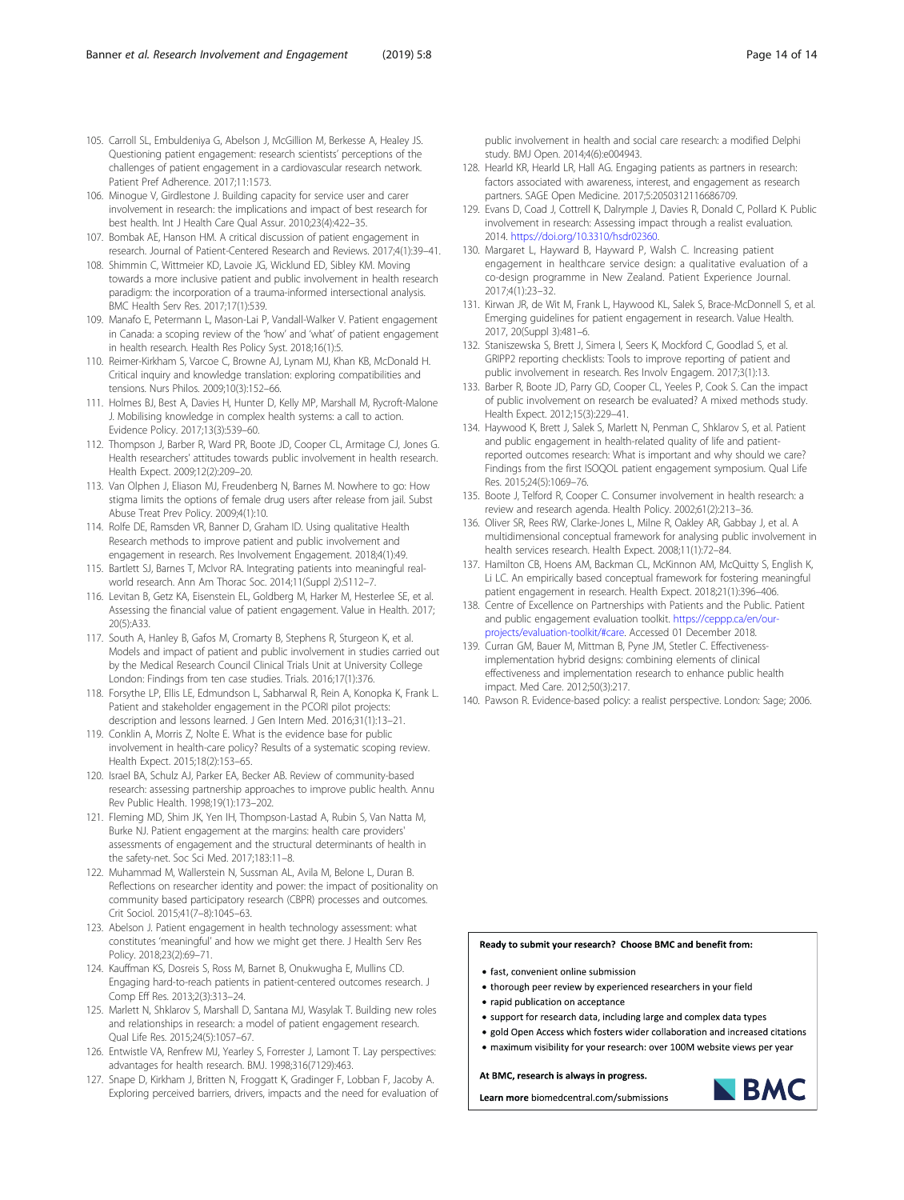105. Carroll SL, Embuldeniya G, Abelson J, McGillion M, Berkesse A, Healey JS. Questioning patient engagement: research scientists' perceptions of the challenges of patient engagement in a cardiovascular research network. Patient Pref Adherence. 2017;11:1573.
106. Minogue V, Girdlestone J. Building capacity for service user and carer involvement in research: the implications and impact of best research for best health. Int J Health Care Qual Assur. 2010;23(4):422–35.
107. Bombak AE, Hanson HM. A critical discussion of patient engagement in research. Journal of Patient-Centered Research and Reviews. 2017;4(1):39–41.
108. Shimmin C, Wittmeier KD, Lavoie JG, Wicklund ED, Sibley KM. Moving towards a more inclusive patient and public involvement in health research paradigm: the incorporation of a trauma-informed intersectional analysis. BMC Health Serv Res. 2017;17(1):539.
109. Manafo E, Petermann L, Mason-Lai P, Vandall-Walker V. Patient engagement in Canada: a scoping review of the 'how' and 'what' of patient engagement in health research. Health Res Policy Syst. 2018;16(1):5.
110. Reimer-Kirkham S, Varcoe C, Browne AJ, Lynam MJ, Khan KB, McDonald H. Critical inquiry and knowledge translation: exploring compatibilities and tensions. Nurs Philos. 2009;10(3):152–66.
111. Holmes BJ, Best A, Davies H, Hunter D, Kelly MP, Marshall M, Rycroft-Malone J. Mobilising knowledge in complex health systems: a call to action. Evidence Policy. 2017;13(3):539–60.
112. Thompson J, Barber R, Ward PR, Boote JD, Cooper CL, Armitage CJ, Jones G. Health researchers' attitudes towards public involvement in health research. Health Expect. 2009;12(2):209–20.
113. Van Olphen J, Eliason MJ, Freudenberg N, Barnes M. Nowhere to go: How stigma limits the options of female drug users after release from jail. Subst Abuse Treat Prev Policy. 2009;4(1):10.
114. Rolfe DE, Ramsden VR, Banner D, Graham ID. Using qualitative Health Research methods to improve patient and public involvement and engagement in research. Res Involvement Engagement. 2018;4(1):49.
115. Bartlett SJ, Barnes T, McIvor RA. Integrating patients into meaningful real-world research. Ann Am Thorac Soc. 2014;11(Suppl 2):S112–7.
116. Levitan B, Getz KA, Eisenstein EL, Goldberg M, Harker M, Hesterlee SE, et al. Assessing the financial value of patient engagement. Value in Health. 2017;20(5):A33.
117. South A, Hanley B, Gafos M, Cromarty B, Stephens R, Sturgeon K, et al. Models and impact of patient and public involvement in studies carried out by the Medical Research Council Clinical Trials Unit at University College London: Findings from ten case studies. Trials. 2016;17(1):376.
118. Forsythe LP, Ellis LE, Edmundson L, Sabharwal R, Rein A, Konopka K, Frank L. Patient and stakeholder engagement in the PCORI pilot projects: description and lessons learned. J Gen Intern Med. 2016;31(1):13–21.
119. Conklin A, Morris Z, Nolte E. What is the evidence base for public involvement in health-care policy? Results of a systematic scoping review. Health Expect. 2015;18(2):153–65.
120. Israel BA, Schulz AJ, Parker EA, Becker AB. Review of community-based research: assessing partnership approaches to improve public health. Annu Rev Public Health. 1998;19(1):173–202.
121. Fleming MD, Shim JK, Yen IH, Thompson-Lastad A, Rubin S, Van Natta M, Burke NJ. Patient engagement at the margins: health care providers' assessments of engagement and the structural determinants of health in the safety-net. Soc Sci Med. 2017;183:11–8.
122. Muhammad M, Wallerstein N, Sussman AL, Avila M, Belone L, Duran B. Reflections on researcher identity and power: the impact of positionality on community based participatory research (CBPR) processes and outcomes. Crit Sociol. 2015;41(7–8):1045–63.
123. Abelson J. Patient engagement in health technology assessment: what constitutes 'meaningful' and how we might get there. J Health Serv Res Policy. 2018;23(2):69–71.
124. Kauffman KS, Dosreis S, Ross M, Barnet B, Onukwugha E, Mullins CD. Engaging hard-to-reach patients in patient-centered outcomes research. J Comp Eff Res. 2013;2(3):313–24.
125. Marlett N, Shklarov S, Marshall D, Santana MJ, Wasylak T. Building new roles and relationships in research: a model of patient engagement research. Qual Life Res. 2015;24(5):1057–67.
126. Entwistle VA, Renfrew MJ, Yearley S, Forrester J, Lamont T. Lay perspectives: advantages for health research. BMJ. 1998;316(7129):463.
127. Snape D, Kirkham J, Britten N, Froggatt K, Gradinger F, Lobban F, Jacoby A. Exploring perceived barriers, drivers, impacts and the need for evaluation of public involvement in health and social care research: a modified Delphi study. BMJ Open. 2014;4(6):e004943.
128. Hearld KR, Hearld LR, Hall AG. Engaging patients as partners in research: factors associated with awareness, interest, and engagement as research partners. SAGE Open Medicine. 2017;5:2050312116686709.
129. Evans D, Coad J, Cottrell K, Dalrymple J, Davies R, Donald C, Pollard K. Public involvement in research: Assessing impact through a realist evaluation. 2014. https://doi.org/10.3310/hsdr02360.
130. Margaret L, Hayward B, Hayward P, Walsh C. Increasing patient engagement in healthcare service design: a qualitative evaluation of a co-design programme in New Zealand. Patient Experience Journal. 2017;4(1):23–32.
131. Kirwan JR, de Wit M, Frank L, Haywood KL, Salek S, Brace-McDonnell S, et al. Emerging guidelines for patient engagement in research. Value Health. 2017, 20(Suppl 3):481–6.
132. Staniszewska S, Brett J, Simera I, Seers K, Mockford C, Goodlad S, et al. GRIPP2 reporting checklists: Tools to improve reporting of patient and public involvement in research. Res Involv Engagem. 2017;3(1):13.
133. Barber R, Boote JD, Parry GD, Cooper CL, Yeeles P, Cook S. Can the impact of public involvement on research be evaluated? A mixed methods study. Health Expect. 2012;15(3):229–41.
134. Haywood K, Brett J, Salek S, Marlett N, Penman C, Shklarov S, et al. Patient and public engagement in health-related quality of life and patient-reported outcomes research: What is important and why should we care? Findings from the first ISOQOL patient engagement symposium. Qual Life Res. 2015;24(5):1069–76.
135. Boote J, Telford R, Cooper C. Consumer involvement in health research: a review and research agenda. Health Policy. 2002;61(2):213–36.
136. Oliver SR, Rees RW, Clarke-Jones L, Milne R, Oakley AR, Gabbay J, et al. A multidimensional conceptual framework for analysing public involvement in health services research. Health Expect. 2008;11(1):72–84.
137. Hamilton CB, Hoens AM, Backman CL, McKinnon AM, McQuitty S, English K, Li LC. An empirically based conceptual framework for fostering meaningful patient engagement in research. Health Expect. 2018;21(1):396–406.
138. Centre of Excellence on Partnerships with Patients and the Public. Patient and public engagement evaluation toolkit. https://ceppp.ca/en/our-projects/evaluation-toolkit/#care. Accessed 01 December 2018.
139. Curran GM, Bauer M, Mittman B, Pyne JM, Stetler C. Effectiveness-implementation hybrid designs: combining elements of clinical effectiveness and implementation research to enhance public health impact. Med Care. 2012;50(3):217.
140. Pawson R. Evidence-based policy: a realist perspective. London: Sage; 2006.

**Ready to submit your research? Choose BMC and benefit from:**

- fast, convenient online submission
- thorough peer review by experienced researchers in your field
- rapid publication on acceptance
- support for research data, including large and complex data types
- gold Open Access which fosters wider collaboration and increased citations
- maximum visibility for your research: over 100M website views per year

**At BMC, research is always in progress.**

**Learn more** biomedcentral.com/submissions

BMC